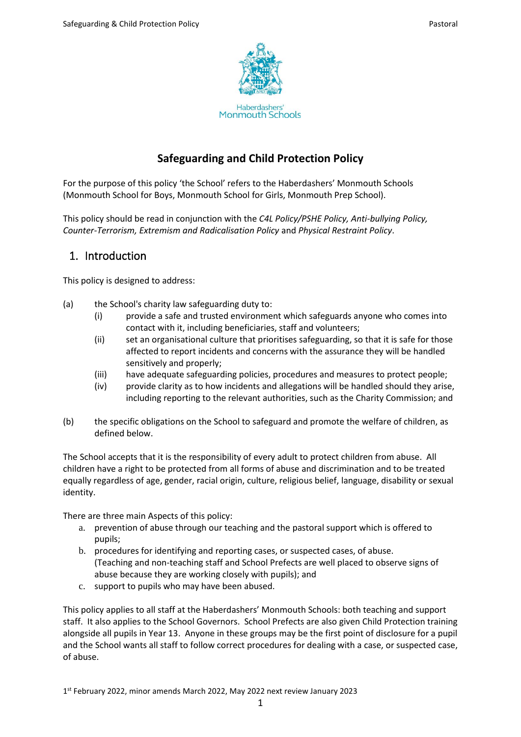Haberdashers' Monmouth Schools

# Safeguarding and Child Protection Policy

For the purpose of this policy 'the School' refers to the Haberdashers' Monmouth Schools (Monmouth School for Boys, Monmouth School for Girls, Monmouth Prep School).

This policy should be read in conjunction with the *C4L Policy/PSHE Policy, Anti-bullying Policy, Counter-Terrorism, Extremism and Radicalisation Policy* and *Physical Restraint Policy*.

## 1. Introduction

This policy is designed to address:

(a) the School's charity law safeguarding duty to:
   - (i) provide a safe and trusted environment which safeguards anyone who comes into contact with it, including beneficiaries, staff and volunteers;
   - (ii) set an organisational culture that prioritises safeguarding, so that it is safe for those affected to report incidents and concerns with the assurance they will be handled sensitively and properly;
   - (iii) have adequate safeguarding policies, procedures and measures to protect people;
   - (iv) provide clarity as to how incidents and allegations will be handled should they arise, including reporting to the relevant authorities, such as the Charity Commission; and

(b) the specific obligations on the School to safeguard and promote the welfare of children, as defined below.

The School accepts that it is the responsibility of every adult to protect children from abuse. All children have a right to be protected from all forms of abuse and discrimination and to be treated equally regardless of age, gender, racial origin, culture, religious belief, language, disability or sexual identity.

There are three main Aspects of this policy:

a. prevention of abuse through our teaching and the pastoral support which is offered to pupils;
b. procedures for identifying and reporting cases, or suspected cases, of abuse. (Teaching and non-teaching staff and School Prefects are well placed to observe signs of abuse because they are working closely with pupils); and
c. support to pupils who may have been abused.

This policy applies to all staff at the Haberdashers' Monmouth Schools: both teaching and support staff. It also applies to the School Governors. School Prefects are also given Child Protection training alongside all pupils in Year 13. Anyone in these groups may be the first point of disclosure for a pupil and the School wants all staff to follow correct procedures for dealing with a case, or suspected case, of abuse.

1st February 2022, minor amends March 2022, May 2022 next review January 2023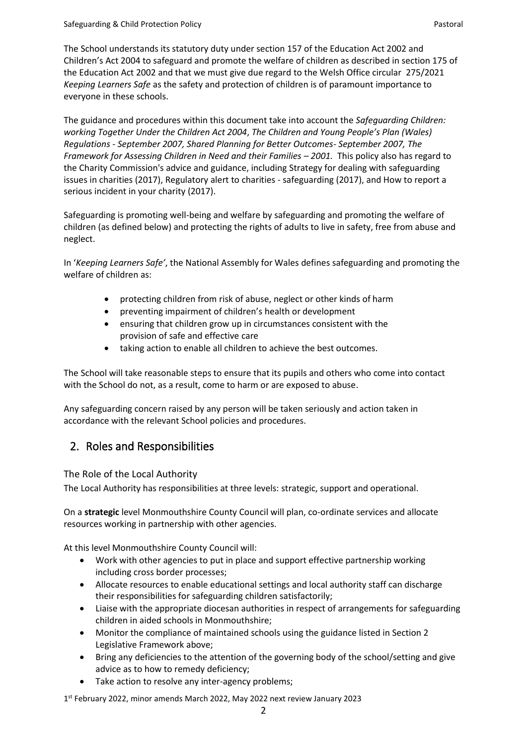The School understands its statutory duty under section 157 of the Education Act 2002 and Children's Act 2004 to safeguard and promote the welfare of children as described in section 175 of the Education Act 2002 and that we must give due regard to the Welsh Office circular 275/2021 *Keeping Learners Safe* as the safety and protection of children is of paramount importance to everyone in these schools.

The guidance and procedures within this document take into account the *Safeguarding Children: working Together Under the Children Act 2004*, *The Children and Young People's Plan (Wales) Regulations - September 2007, Shared Planning for Better Outcomes- September 2007, The Framework for Assessing Children in Need and their Families – 2001.* This policy also has regard to the Charity Commission's advice and guidance, including Strategy for dealing with safeguarding issues in charities (2017), Regulatory alert to charities - safeguarding (2017), and How to report a serious incident in your charity (2017).

Safeguarding is promoting well-being and welfare by safeguarding and promoting the welfare of children (as defined below) and protecting the rights of adults to live in safety, free from abuse and neglect.

In '*Keeping Learners Safe'*, the National Assembly for Wales defines safeguarding and promoting the welfare of children as:

- protecting children from risk of abuse, neglect or other kinds of harm
- preventing impairment of children's health or development
- ensuring that children grow up in circumstances consistent with the provision of safe and effective care
- taking action to enable all children to achieve the best outcomes.

The School will take reasonable steps to ensure that its pupils and others who come into contact with the School do not, as a result, come to harm or are exposed to abuse.

Any safeguarding concern raised by any person will be taken seriously and action taken in accordance with the relevant School policies and procedures.

## 2. Roles and Responsibilities

### The Role of the Local Authority

The Local Authority has responsibilities at three levels: strategic, support and operational.

On a **strategic** level Monmouthshire County Council will plan, co-ordinate services and allocate resources working in partnership with other agencies.

At this level Monmouthshire County Council will:

- Work with other agencies to put in place and support effective partnership working including cross border processes;
- Allocate resources to enable educational settings and local authority staff can discharge their responsibilities for safeguarding children satisfactorily;
- Liaise with the appropriate diocesan authorities in respect of arrangements for safeguarding children in aided schools in Monmouthshire;
- Monitor the compliance of maintained schools using the guidance listed in Section 2 Legislative Framework above;
- Bring any deficiencies to the attention of the governing body of the school/setting and give advice as to how to remedy deficiency;
- Take action to resolve any inter-agency problems;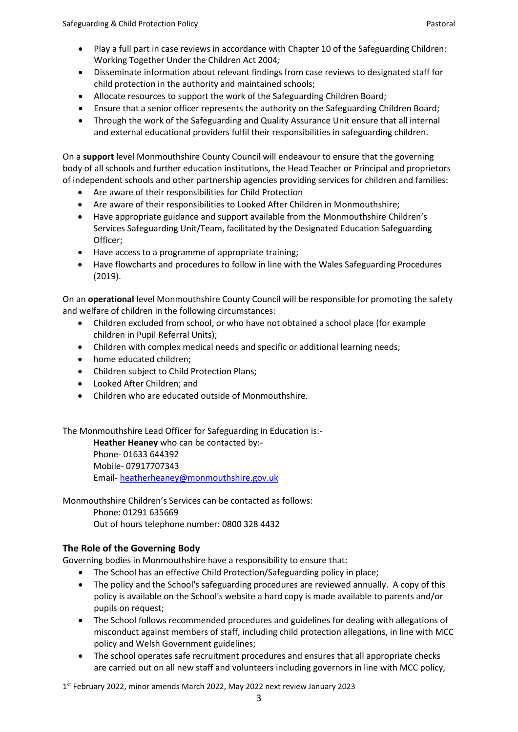- Play a full part in case reviews in accordance with Chapter 10 of the Safeguarding Children: Working Together Under the Children Act 2004*;*
- Disseminate information about relevant findings from case reviews to designated staff for child protection in the authority and maintained schools;
- Allocate resources to support the work of the Safeguarding Children Board;
- Ensure that a senior officer represents the authority on the Safeguarding Children Board;
- Through the work of the Safeguarding and Quality Assurance Unit ensure that all internal and external educational providers fulfil their responsibilities in safeguarding children.

On a **support** level Monmouthshire County Council will endeavour to ensure that the governing body of all schools and further education institutions, the Head Teacher or Principal and proprietors of independent schools and other partnership agencies providing services for children and families:

- Are aware of their responsibilities for Child Protection
- Are aware of their responsibilities to Looked After Children in Monmouthshire;
- Have appropriate guidance and support available from the Monmouthshire Children's Services Safeguarding Unit/Team, facilitated by the Designated Education Safeguarding Officer;
- Have access to a programme of appropriate training;
- Have flowcharts and procedures to follow in line with the Wales Safeguarding Procedures (2019).

On an **operational** level Monmouthshire County Council will be responsible for promoting the safety and welfare of children in the following circumstances:

- Children excluded from school, or who have not obtained a school place (for example children in Pupil Referral Units);
- Children with complex medical needs and specific or additional learning needs;
- home educated children;
- Children subject to Child Protection Plans;
- Looked After Children; and
- Children who are educated outside of Monmouthshire.

The Monmouthshire Lead Officer for Safeguarding in Education is:-

**Heather Heaney** who can be contacted by:-
Phone- 01633 644392
Mobile- 07917707343
Email- heatherheaney@monmouthshire.gov.uk

Monmouthshire Children's Services can be contacted as follows:

Phone: 01291 635669
Out of hours telephone number: 0800 328 4432

## The Role of the Governing Body

Governing bodies in Monmouthshire have a responsibility to ensure that:

- The School has an effective Child Protection/Safeguarding policy in place;
- The policy and the School's safeguarding procedures are reviewed annually. A copy of this policy is available on the School's website a hard copy is made available to parents and/or pupils on request;
- The School follows recommended procedures and guidelines for dealing with allegations of misconduct against members of staff, including child protection allegations, in line with MCC policy and Welsh Government guidelines;
- The school operates safe recruitment procedures and ensures that all appropriate checks are carried out on all new staff and volunteers including governors in line with MCC policy,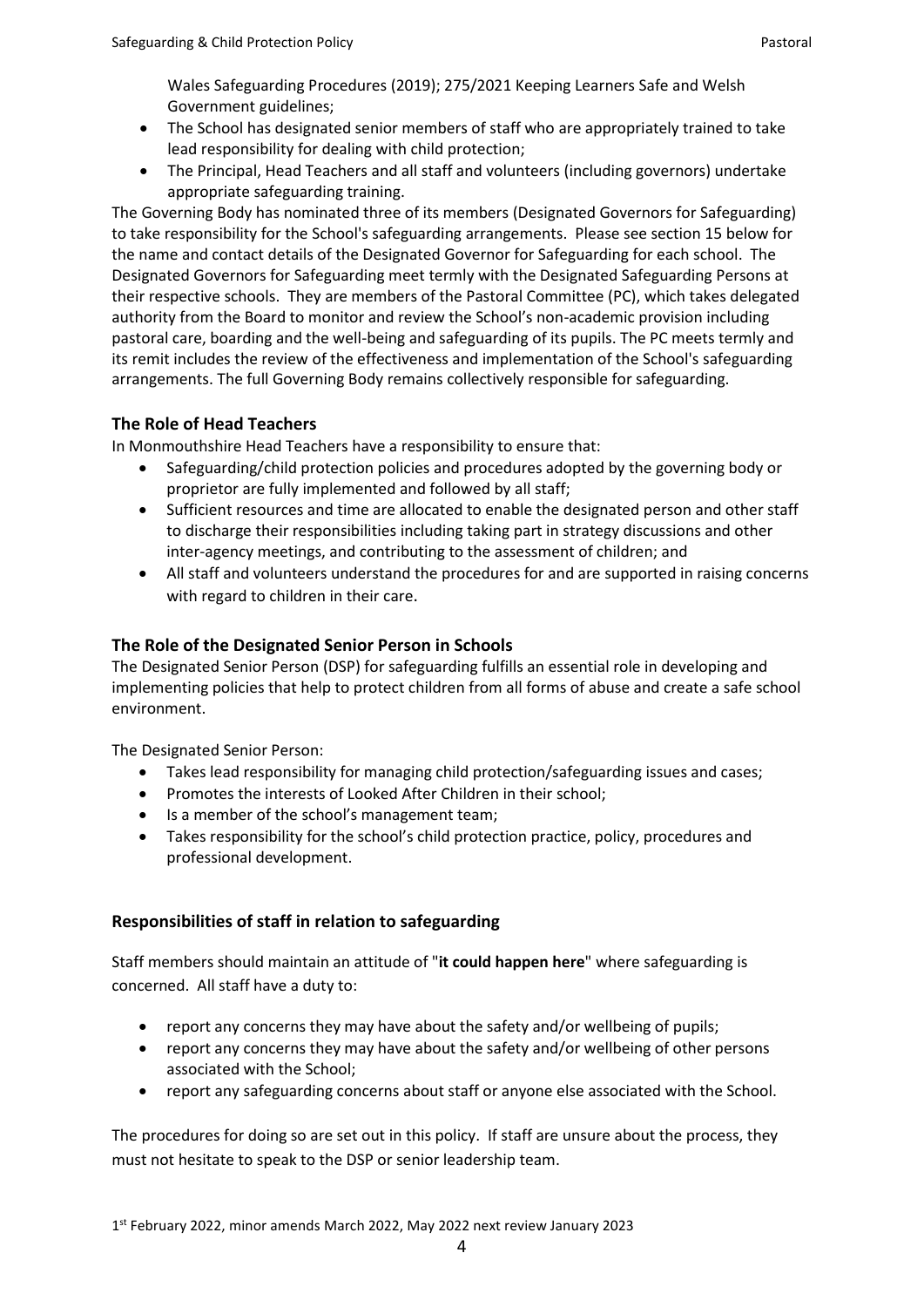Wales Safeguarding Procedures (2019); 275/2021 Keeping Learners Safe and Welsh Government guidelines;
- The School has designated senior members of staff who are appropriately trained to take lead responsibility for dealing with child protection;
- The Principal, Head Teachers and all staff and volunteers (including governors) undertake appropriate safeguarding training.

The Governing Body has nominated three of its members (Designated Governors for Safeguarding) to take responsibility for the School's safeguarding arrangements. Please see section 15 below for the name and contact details of the Designated Governor for Safeguarding for each school. The Designated Governors for Safeguarding meet termly with the Designated Safeguarding Persons at their respective schools. They are members of the Pastoral Committee (PC), which takes delegated authority from the Board to monitor and review the School's non-academic provision including pastoral care, boarding and the well-being and safeguarding of its pupils. The PC meets termly and its remit includes the review of the effectiveness and implementation of the School's safeguarding arrangements. The full Governing Body remains collectively responsible for safeguarding.

### The Role of Head Teachers

In Monmouthshire Head Teachers have a responsibility to ensure that:

- Safeguarding/child protection policies and procedures adopted by the governing body or proprietor are fully implemented and followed by all staff;
- Sufficient resources and time are allocated to enable the designated person and other staff to discharge their responsibilities including taking part in strategy discussions and other inter-agency meetings, and contributing to the assessment of children; and
- All staff and volunteers understand the procedures for and are supported in raising concerns with regard to children in their care.

### The Role of the Designated Senior Person in Schools

The Designated Senior Person (DSP) for safeguarding fulfills an essential role in developing and implementing policies that help to protect children from all forms of abuse and create a safe school environment.

The Designated Senior Person:

- Takes lead responsibility for managing child protection/safeguarding issues and cases;
- Promotes the interests of Looked After Children in their school;
- Is a member of the school's management team;
- Takes responsibility for the school's child protection practice, policy, procedures and professional development.

### Responsibilities of staff in relation to safeguarding

Staff members should maintain an attitude of "**it could happen here**" where safeguarding is concerned. All staff have a duty to:

- report any concerns they may have about the safety and/or wellbeing of pupils;
- report any concerns they may have about the safety and/or wellbeing of other persons associated with the School;
- report any safeguarding concerns about staff or anyone else associated with the School.

The procedures for doing so are set out in this policy. If staff are unsure about the process, they must not hesitate to speak to the DSP or senior leadership team.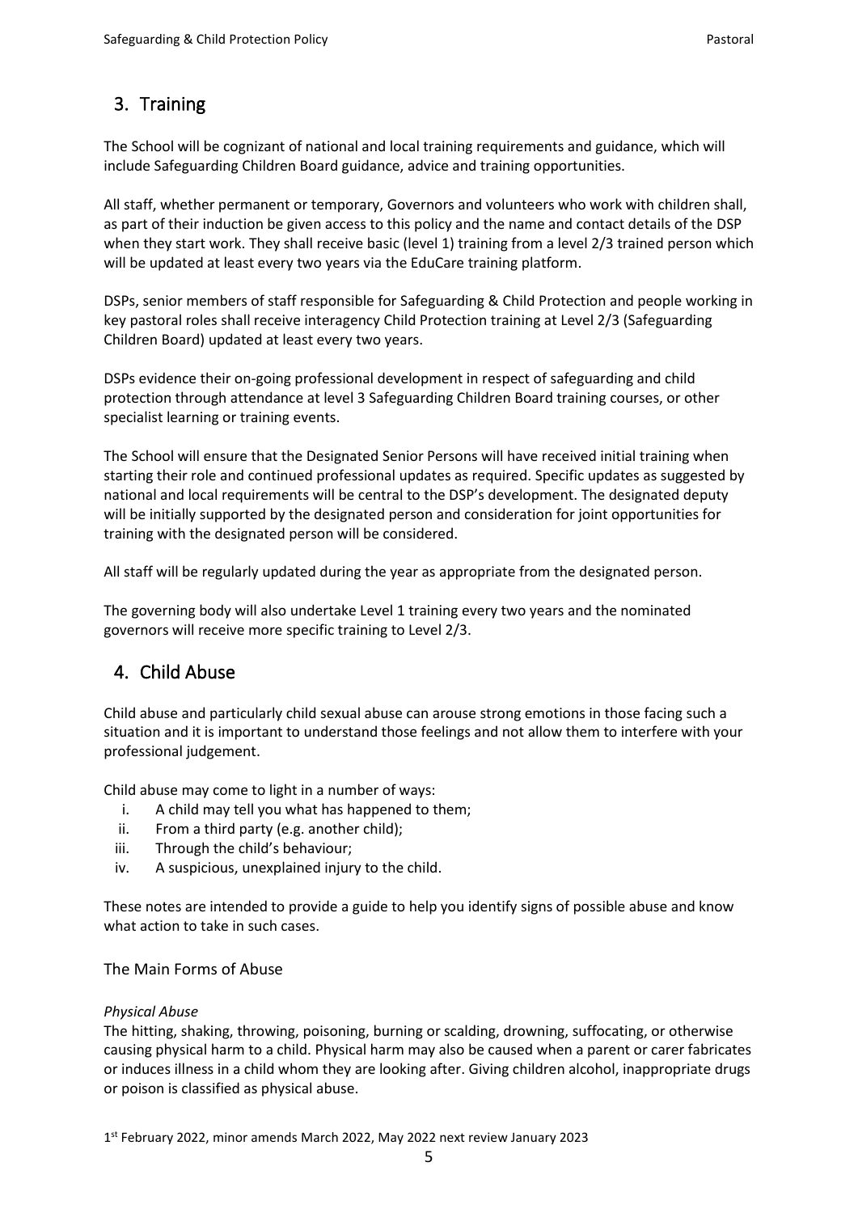## 3. Training

The School will be cognizant of national and local training requirements and guidance, which will include Safeguarding Children Board guidance, advice and training opportunities.

All staff, whether permanent or temporary, Governors and volunteers who work with children shall, as part of their induction be given access to this policy and the name and contact details of the DSP when they start work. They shall receive basic (level 1) training from a level 2/3 trained person which will be updated at least every two years via the EduCare training platform.

DSPs, senior members of staff responsible for Safeguarding & Child Protection and people working in key pastoral roles shall receive interagency Child Protection training at Level 2/3 (Safeguarding Children Board) updated at least every two years.

DSPs evidence their on-going professional development in respect of safeguarding and child protection through attendance at level 3 Safeguarding Children Board training courses, or other specialist learning or training events.

The School will ensure that the Designated Senior Persons will have received initial training when starting their role and continued professional updates as required. Specific updates as suggested by national and local requirements will be central to the DSP's development. The designated deputy will be initially supported by the designated person and consideration for joint opportunities for training with the designated person will be considered.

All staff will be regularly updated during the year as appropriate from the designated person.

The governing body will also undertake Level 1 training every two years and the nominated governors will receive more specific training to Level 2/3.

## 4. Child Abuse

Child abuse and particularly child sexual abuse can arouse strong emotions in those facing such a situation and it is important to understand those feelings and not allow them to interfere with your professional judgement.

Child abuse may come to light in a number of ways:

i. A child may tell you what has happened to them;
ii. From a third party (e.g. another child);
iii. Through the child's behaviour;
iv. A suspicious, unexplained injury to the child.

These notes are intended to provide a guide to help you identify signs of possible abuse and know what action to take in such cases.

### The Main Forms of Abuse

*Physical Abuse*

The hitting, shaking, throwing, poisoning, burning or scalding, drowning, suffocating, or otherwise causing physical harm to a child. Physical harm may also be caused when a parent or carer fabricates or induces illness in a child whom they are looking after. Giving children alcohol, inappropriate drugs or poison is classified as physical abuse.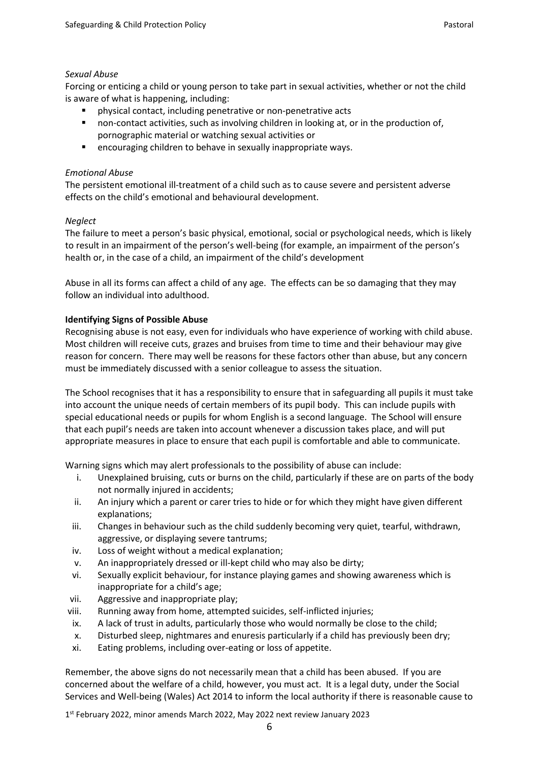*Sexual Abuse*

Forcing or enticing a child or young person to take part in sexual activities, whether or not the child is aware of what is happening, including:

- physical contact, including penetrative or non-penetrative acts
- non-contact activities, such as involving children in looking at, or in the production of, pornographic material or watching sexual activities or
- encouraging children to behave in sexually inappropriate ways.

*Emotional Abuse*

The persistent emotional ill-treatment of a child such as to cause severe and persistent adverse effects on the child's emotional and behavioural development.

*Neglect*

The failure to meet a person's basic physical, emotional, social or psychological needs, which is likely to result in an impairment of the person's well-being (for example, an impairment of the person's health or, in the case of a child, an impairment of the child's development

Abuse in all its forms can affect a child of any age. The effects can be so damaging that they may follow an individual into adulthood.

**Identifying Signs of Possible Abuse**

Recognising abuse is not easy, even for individuals who have experience of working with child abuse. Most children will receive cuts, grazes and bruises from time to time and their behaviour may give reason for concern. There may well be reasons for these factors other than abuse, but any concern must be immediately discussed with a senior colleague to assess the situation.

The School recognises that it has a responsibility to ensure that in safeguarding all pupils it must take into account the unique needs of certain members of its pupil body. This can include pupils with special educational needs or pupils for whom English is a second language. The School will ensure that each pupil's needs are taken into account whenever a discussion takes place, and will put appropriate measures in place to ensure that each pupil is comfortable and able to communicate.

Warning signs which may alert professionals to the possibility of abuse can include:

i. Unexplained bruising, cuts or burns on the child, particularly if these are on parts of the body not normally injured in accidents;
ii. An injury which a parent or carer tries to hide or for which they might have given different explanations;
iii. Changes in behaviour such as the child suddenly becoming very quiet, tearful, withdrawn, aggressive, or displaying severe tantrums;
iv. Loss of weight without a medical explanation;
v. An inappropriately dressed or ill-kept child who may also be dirty;
vi. Sexually explicit behaviour, for instance playing games and showing awareness which is inappropriate for a child's age;
vii. Aggressive and inappropriate play;
viii. Running away from home, attempted suicides, self-inflicted injuries;
ix. A lack of trust in adults, particularly those who would normally be close to the child;
x. Disturbed sleep, nightmares and enuresis particularly if a child has previously been dry;
xi. Eating problems, including over-eating or loss of appetite.

Remember, the above signs do not necessarily mean that a child has been abused. If you are concerned about the welfare of a child, however, you must act. It is a legal duty, under the Social Services and Well-being (Wales) Act 2014 to inform the local authority if there is reasonable cause to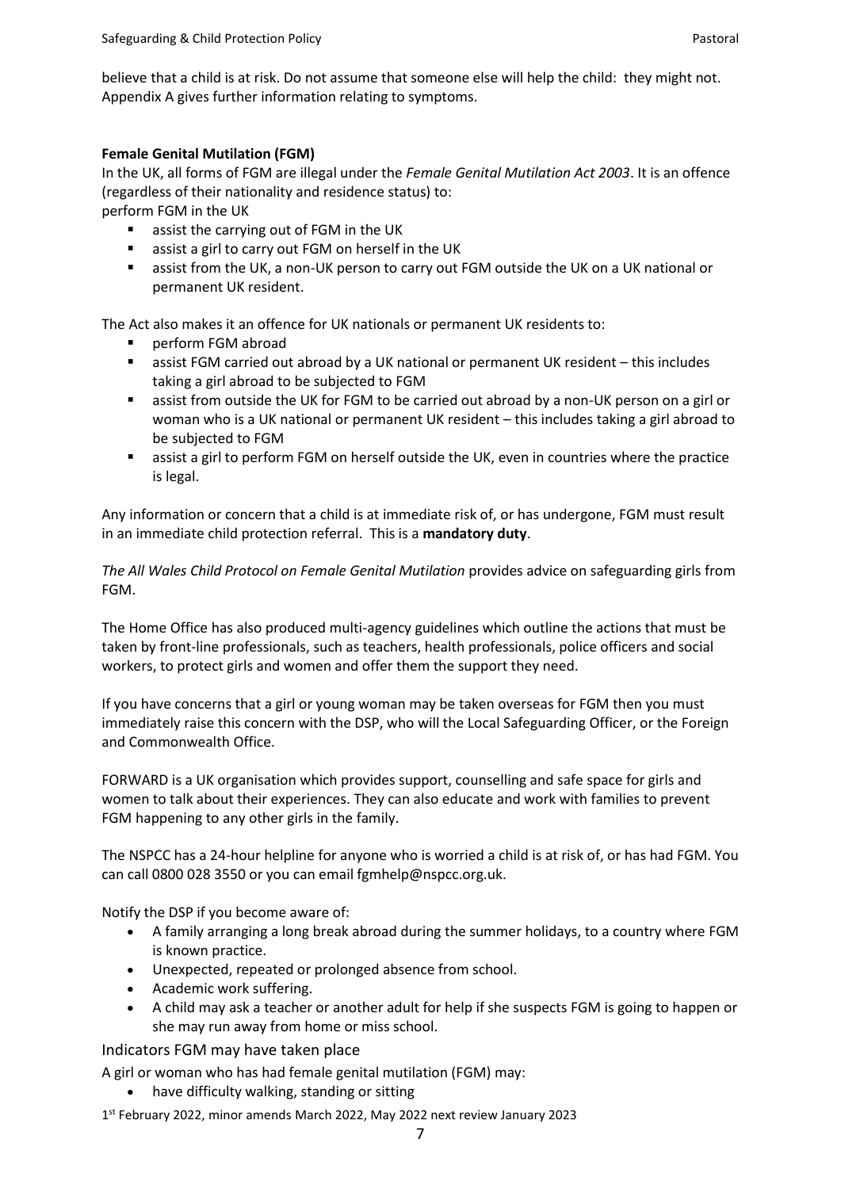believe that a child is at risk. Do not assume that someone else will help the child: they might not. Appendix A gives further information relating to symptoms.

**Female Genital Mutilation (FGM)**

In the UK, all forms of FGM are illegal under the *Female Genital Mutilation Act 2003*. It is an offence (regardless of their nationality and residence status) to:

perform FGM in the UK

- assist the carrying out of FGM in the UK
- assist a girl to carry out FGM on herself in the UK
- assist from the UK, a non-UK person to carry out FGM outside the UK on a UK national or permanent UK resident.

The Act also makes it an offence for UK nationals or permanent UK residents to:

- perform FGM abroad
- assist FGM carried out abroad by a UK national or permanent UK resident – this includes taking a girl abroad to be subjected to FGM
- assist from outside the UK for FGM to be carried out abroad by a non-UK person on a girl or woman who is a UK national or permanent UK resident – this includes taking a girl abroad to be subjected to FGM
- assist a girl to perform FGM on herself outside the UK, even in countries where the practice is legal.

Any information or concern that a child is at immediate risk of, or has undergone, FGM must result in an immediate child protection referral. This is a **mandatory duty**.

*The All Wales Child Protocol on Female Genital Mutilation* provides advice on safeguarding girls from FGM.

The Home Office has also produced multi-agency guidelines which outline the actions that must be taken by front-line professionals, such as teachers, health professionals, police officers and social workers, to protect girls and women and offer them the support they need.

If you have concerns that a girl or young woman may be taken overseas for FGM then you must immediately raise this concern with the DSP, who will the Local Safeguarding Officer, or the Foreign and Commonwealth Office.

FORWARD is a UK organisation which provides support, counselling and safe space for girls and women to talk about their experiences. They can also educate and work with families to prevent FGM happening to any other girls in the family.

The NSPCC has a 24-hour helpline for anyone who is worried a child is at risk of, or has had FGM. You can call 0800 028 3550 or you can email fgmhelp@nspcc.org.uk.

Notify the DSP if you become aware of:

- A family arranging a long break abroad during the summer holidays, to a country where FGM is known practice.
- Unexpected, repeated or prolonged absence from school.
- Academic work suffering.
- A child may ask a teacher or another adult for help if she suspects FGM is going to happen or she may run away from home or miss school.

Indicators FGM may have taken place

A girl or woman who has had female genital mutilation (FGM) may:

- have difficulty walking, standing or sitting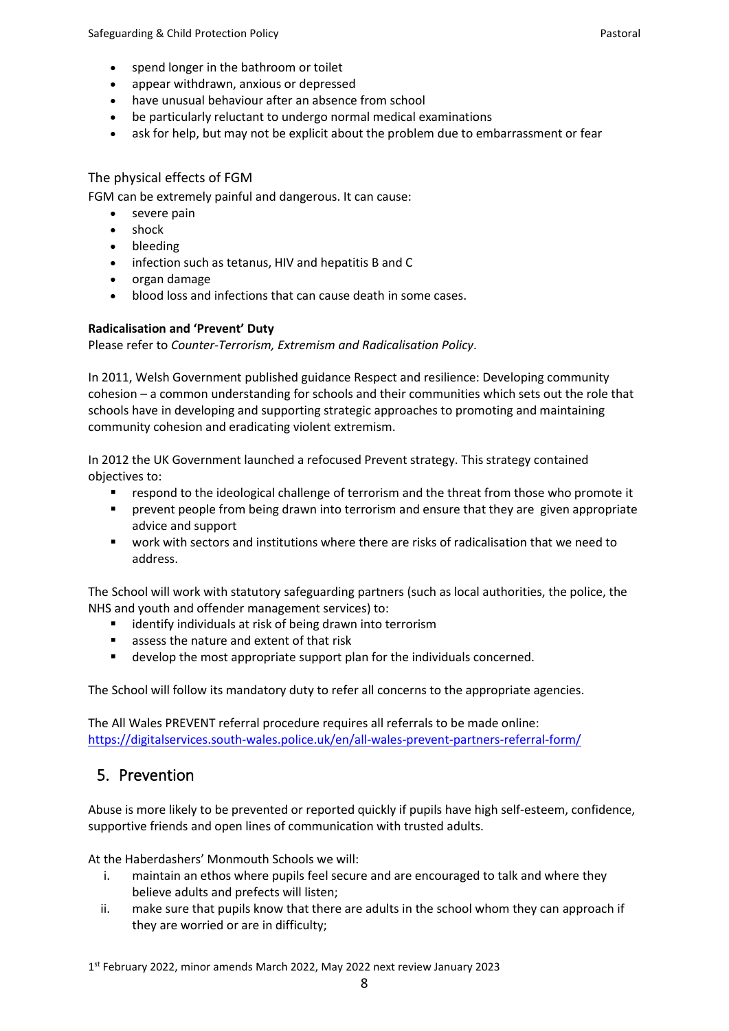- spend longer in the bathroom or toilet
- appear withdrawn, anxious or depressed
- have unusual behaviour after an absence from school
- be particularly reluctant to undergo normal medical examinations
- ask for help, but may not be explicit about the problem due to embarrassment or fear

### The physical effects of FGM

FGM can be extremely painful and dangerous. It can cause:

- severe pain
- shock
- bleeding
- infection such as tetanus, HIV and hepatitis B and C
- organ damage
- blood loss and infections that can cause death in some cases.

**Radicalisation and 'Prevent' Duty**

Please refer to *Counter-Terrorism, Extremism and Radicalisation Policy*.

In 2011, Welsh Government published guidance Respect and resilience: Developing community cohesion – a common understanding for schools and their communities which sets out the role that schools have in developing and supporting strategic approaches to promoting and maintaining community cohesion and eradicating violent extremism.

In 2012 the UK Government launched a refocused Prevent strategy. This strategy contained objectives to:

- respond to the ideological challenge of terrorism and the threat from those who promote it
- prevent people from being drawn into terrorism and ensure that they are given appropriate advice and support
- work with sectors and institutions where there are risks of radicalisation that we need to address.

The School will work with statutory safeguarding partners (such as local authorities, the police, the NHS and youth and offender management services) to:

- identify individuals at risk of being drawn into terrorism
- assess the nature and extent of that risk
- develop the most appropriate support plan for the individuals concerned.

The School will follow its mandatory duty to refer all concerns to the appropriate agencies.

The All Wales PREVENT referral procedure requires all referrals to be made online:
https://digitalservices.south-wales.police.uk/en/all-wales-prevent-partners-referral-form/

## 5. Prevention

Abuse is more likely to be prevented or reported quickly if pupils have high self-esteem, confidence, supportive friends and open lines of communication with trusted adults.

At the Haberdashers' Monmouth Schools we will:

i. maintain an ethos where pupils feel secure and are encouraged to talk and where they believe adults and prefects will listen;
ii. make sure that pupils know that there are adults in the school whom they can approach if they are worried or are in difficulty;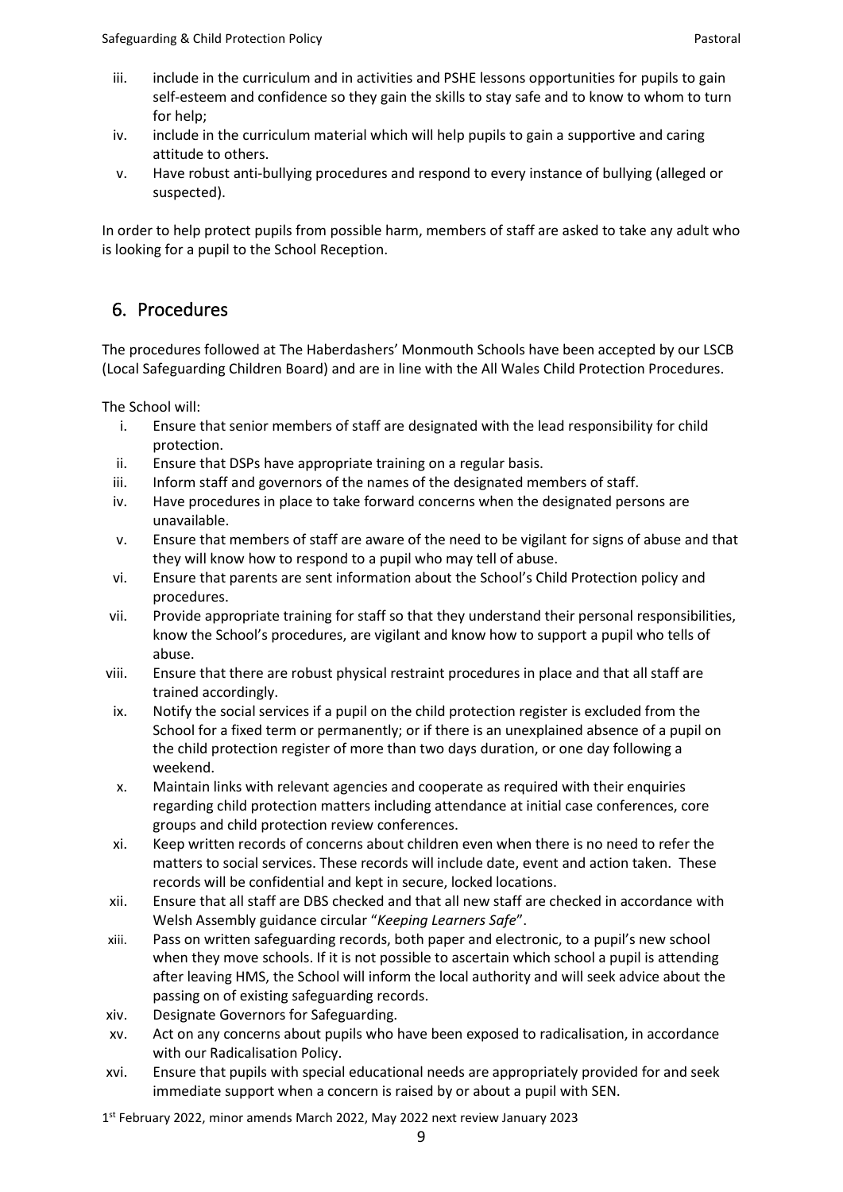iii. include in the curriculum and in activities and PSHE lessons opportunities for pupils to gain self-esteem and confidence so they gain the skills to stay safe and to know to whom to turn for help;
iv. include in the curriculum material which will help pupils to gain a supportive and caring attitude to others.
v. Have robust anti-bullying procedures and respond to every instance of bullying (alleged or suspected).

In order to help protect pupils from possible harm, members of staff are asked to take any adult who is looking for a pupil to the School Reception.

## 6. Procedures

The procedures followed at The Haberdashers' Monmouth Schools have been accepted by our LSCB (Local Safeguarding Children Board) and are in line with the All Wales Child Protection Procedures.

The School will:

i. Ensure that senior members of staff are designated with the lead responsibility for child protection.
ii. Ensure that DSPs have appropriate training on a regular basis.
iii. Inform staff and governors of the names of the designated members of staff.
iv. Have procedures in place to take forward concerns when the designated persons are unavailable.
v. Ensure that members of staff are aware of the need to be vigilant for signs of abuse and that they will know how to respond to a pupil who may tell of abuse.
vi. Ensure that parents are sent information about the School's Child Protection policy and procedures.
vii. Provide appropriate training for staff so that they understand their personal responsibilities, know the School's procedures, are vigilant and know how to support a pupil who tells of abuse.
viii. Ensure that there are robust physical restraint procedures in place and that all staff are trained accordingly.
ix. Notify the social services if a pupil on the child protection register is excluded from the School for a fixed term or permanently; or if there is an unexplained absence of a pupil on the child protection register of more than two days duration, or one day following a weekend.
x. Maintain links with relevant agencies and cooperate as required with their enquiries regarding child protection matters including attendance at initial case conferences, core groups and child protection review conferences.
xi. Keep written records of concerns about children even when there is no need to refer the matters to social services. These records will include date, event and action taken. These records will be confidential and kept in secure, locked locations.
xii. Ensure that all staff are DBS checked and that all new staff are checked in accordance with Welsh Assembly guidance circular "*Keeping Learners Safe*".
xiii. Pass on written safeguarding records, both paper and electronic, to a pupil's new school when they move schools. If it is not possible to ascertain which school a pupil is attending after leaving HMS, the School will inform the local authority and will seek advice about the passing on of existing safeguarding records.
xiv. Designate Governors for Safeguarding.
xv. Act on any concerns about pupils who have been exposed to radicalisation, in accordance with our Radicalisation Policy.
xvi. Ensure that pupils with special educational needs are appropriately provided for and seek immediate support when a concern is raised by or about a pupil with SEN.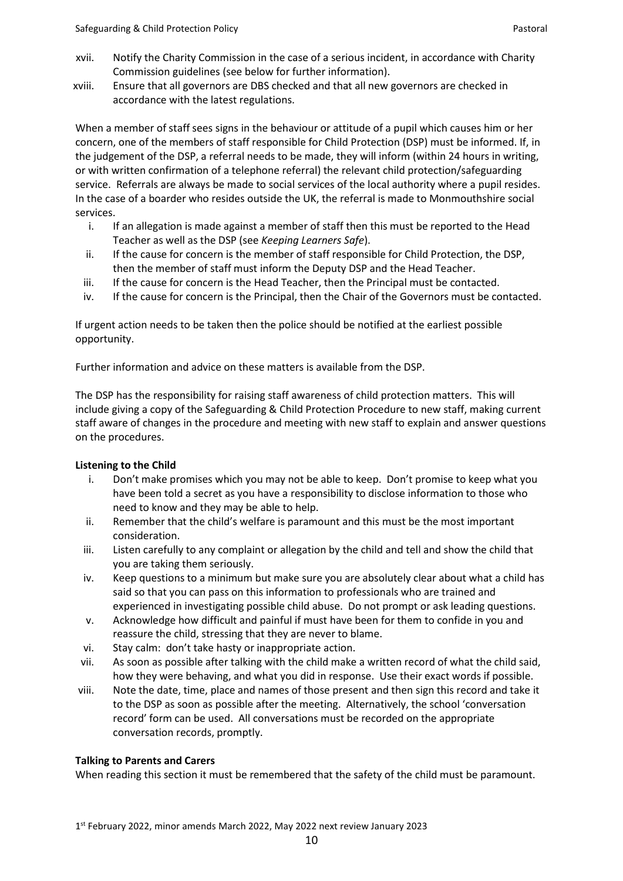xvii. Notify the Charity Commission in the case of a serious incident, in accordance with Charity Commission guidelines (see below for further information).

xviii. Ensure that all governors are DBS checked and that all new governors are checked in accordance with the latest regulations.

When a member of staff sees signs in the behaviour or attitude of a pupil which causes him or her concern, one of the members of staff responsible for Child Protection (DSP) must be informed. If, in the judgement of the DSP, a referral needs to be made, they will inform (within 24 hours in writing, or with written confirmation of a telephone referral) the relevant child protection/safeguarding service. Referrals are always be made to social services of the local authority where a pupil resides. In the case of a boarder who resides outside the UK, the referral is made to Monmouthshire social services.

i. If an allegation is made against a member of staff then this must be reported to the Head Teacher as well as the DSP (see *Keeping Learners Safe*).
ii. If the cause for concern is the member of staff responsible for Child Protection, the DSP, then the member of staff must inform the Deputy DSP and the Head Teacher.
iii. If the cause for concern is the Head Teacher, then the Principal must be contacted.
iv. If the cause for concern is the Principal, then the Chair of the Governors must be contacted.

If urgent action needs to be taken then the police should be notified at the earliest possible opportunity.

Further information and advice on these matters is available from the DSP.

The DSP has the responsibility for raising staff awareness of child protection matters. This will include giving a copy of the Safeguarding & Child Protection Procedure to new staff, making current staff aware of changes in the procedure and meeting with new staff to explain and answer questions on the procedures.

**Listening to the Child**

i. Don't make promises which you may not be able to keep. Don't promise to keep what you have been told a secret as you have a responsibility to disclose information to those who need to know and they may be able to help.
ii. Remember that the child's welfare is paramount and this must be the most important consideration.
iii. Listen carefully to any complaint or allegation by the child and tell and show the child that you are taking them seriously.
iv. Keep questions to a minimum but make sure you are absolutely clear about what a child has said so that you can pass on this information to professionals who are trained and experienced in investigating possible child abuse. Do not prompt or ask leading questions.
v. Acknowledge how difficult and painful if must have been for them to confide in you and reassure the child, stressing that they are never to blame.
vi. Stay calm: don't take hasty or inappropriate action.
vii. As soon as possible after talking with the child make a written record of what the child said, how they were behaving, and what you did in response. Use their exact words if possible.
viii. Note the date, time, place and names of those present and then sign this record and take it to the DSP as soon as possible after the meeting. Alternatively, the school 'conversation record' form can be used. All conversations must be recorded on the appropriate conversation records, promptly.

**Talking to Parents and Carers**

When reading this section it must be remembered that the safety of the child must be paramount.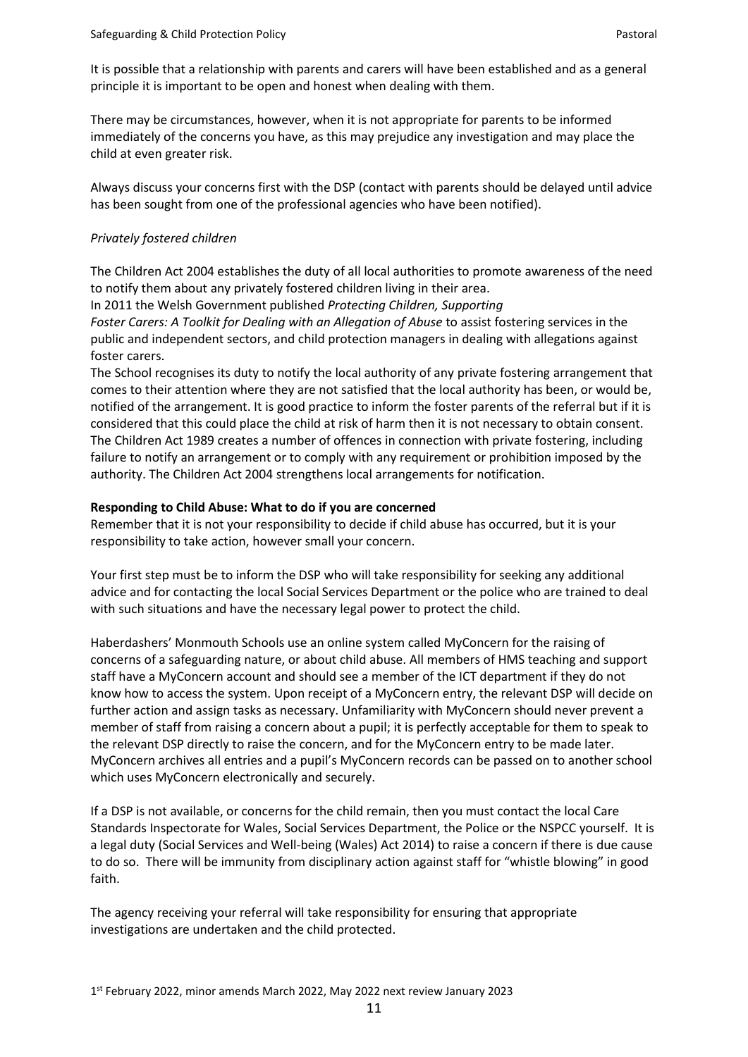It is possible that a relationship with parents and carers will have been established and as a general principle it is important to be open and honest when dealing with them.

There may be circumstances, however, when it is not appropriate for parents to be informed immediately of the concerns you have, as this may prejudice any investigation and may place the child at even greater risk.

Always discuss your concerns first with the DSP (contact with parents should be delayed until advice has been sought from one of the professional agencies who have been notified).

*Privately fostered children*

The Children Act 2004 establishes the duty of all local authorities to promote awareness of the need to notify them about any privately fostered children living in their area.
In 2011 the Welsh Government published *Protecting Children, Supporting Foster Carers: A Toolkit for Dealing with an Allegation of Abuse* to assist fostering services in the public and independent sectors, and child protection managers in dealing with allegations against foster carers.
The School recognises its duty to notify the local authority of any private fostering arrangement that comes to their attention where they are not satisfied that the local authority has been, or would be, notified of the arrangement. It is good practice to inform the foster parents of the referral but if it is considered that this could place the child at risk of harm then it is not necessary to obtain consent. The Children Act 1989 creates a number of offences in connection with private fostering, including failure to notify an arrangement or to comply with any requirement or prohibition imposed by the authority. The Children Act 2004 strengthens local arrangements for notification.

**Responding to Child Abuse: What to do if you are concerned**

Remember that it is not your responsibility to decide if child abuse has occurred, but it is your responsibility to take action, however small your concern.

Your first step must be to inform the DSP who will take responsibility for seeking any additional advice and for contacting the local Social Services Department or the police who are trained to deal with such situations and have the necessary legal power to protect the child.

Haberdashers' Monmouth Schools use an online system called MyConcern for the raising of concerns of a safeguarding nature, or about child abuse. All members of HMS teaching and support staff have a MyConcern account and should see a member of the ICT department if they do not know how to access the system. Upon receipt of a MyConcern entry, the relevant DSP will decide on further action and assign tasks as necessary. Unfamiliarity with MyConcern should never prevent a member of staff from raising a concern about a pupil; it is perfectly acceptable for them to speak to the relevant DSP directly to raise the concern, and for the MyConcern entry to be made later. MyConcern archives all entries and a pupil's MyConcern records can be passed on to another school which uses MyConcern electronically and securely.

If a DSP is not available, or concerns for the child remain, then you must contact the local Care Standards Inspectorate for Wales, Social Services Department, the Police or the NSPCC yourself. It is a legal duty (Social Services and Well-being (Wales) Act 2014) to raise a concern if there is due cause to do so. There will be immunity from disciplinary action against staff for "whistle blowing" in good faith.

The agency receiving your referral will take responsibility for ensuring that appropriate investigations are undertaken and the child protected.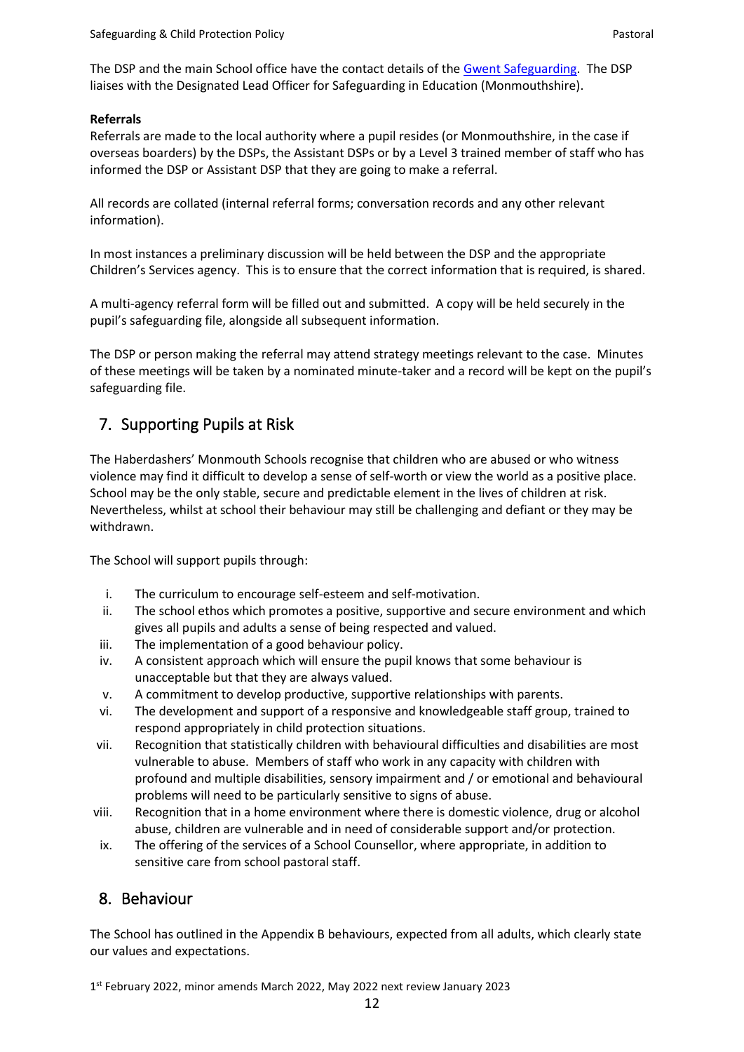The DSP and the main School office have the contact details of the Gwent Safeguarding. The DSP liaises with the Designated Lead Officer for Safeguarding in Education (Monmouthshire).

**Referrals**

Referrals are made to the local authority where a pupil resides (or Monmouthshire, in the case if overseas boarders) by the DSPs, the Assistant DSPs or by a Level 3 trained member of staff who has informed the DSP or Assistant DSP that they are going to make a referral.

All records are collated (internal referral forms; conversation records and any other relevant information).

In most instances a preliminary discussion will be held between the DSP and the appropriate Children's Services agency. This is to ensure that the correct information that is required, is shared.

A multi-agency referral form will be filled out and submitted. A copy will be held securely in the pupil's safeguarding file, alongside all subsequent information.

The DSP or person making the referral may attend strategy meetings relevant to the case. Minutes of these meetings will be taken by a nominated minute-taker and a record will be kept on the pupil's safeguarding file.

## 7. Supporting Pupils at Risk

The Haberdashers' Monmouth Schools recognise that children who are abused or who witness violence may find it difficult to develop a sense of self-worth or view the world as a positive place. School may be the only stable, secure and predictable element in the lives of children at risk. Nevertheless, whilst at school their behaviour may still be challenging and defiant or they may be withdrawn.

The School will support pupils through:

i. The curriculum to encourage self-esteem and self-motivation.
ii. The school ethos which promotes a positive, supportive and secure environment and which gives all pupils and adults a sense of being respected and valued.
iii. The implementation of a good behaviour policy.
iv. A consistent approach which will ensure the pupil knows that some behaviour is unacceptable but that they are always valued.
v. A commitment to develop productive, supportive relationships with parents.
vi. The development and support of a responsive and knowledgeable staff group, trained to respond appropriately in child protection situations.
vii. Recognition that statistically children with behavioural difficulties and disabilities are most vulnerable to abuse. Members of staff who work in any capacity with children with profound and multiple disabilities, sensory impairment and / or emotional and behavioural problems will need to be particularly sensitive to signs of abuse.
viii. Recognition that in a home environment where there is domestic violence, drug or alcohol abuse, children are vulnerable and in need of considerable support and/or protection.
ix. The offering of the services of a School Counsellor, where appropriate, in addition to sensitive care from school pastoral staff.

## 8. Behaviour

The School has outlined in the Appendix B behaviours, expected from all adults, which clearly state our values and expectations.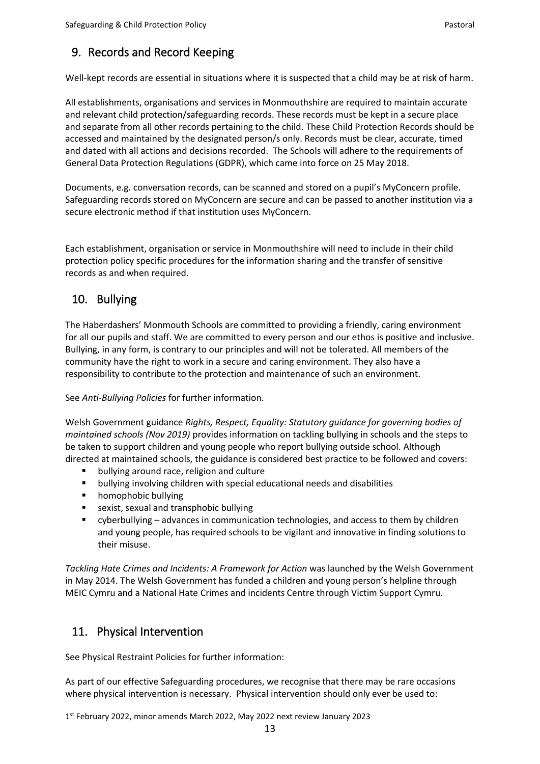## 9. Records and Record Keeping

Well-kept records are essential in situations where it is suspected that a child may be at risk of harm.

All establishments, organisations and services in Monmouthshire are required to maintain accurate and relevant child protection/safeguarding records. These records must be kept in a secure place and separate from all other records pertaining to the child. These Child Protection Records should be accessed and maintained by the designated person/s only. Records must be clear, accurate, timed and dated with all actions and decisions recorded. The Schools will adhere to the requirements of General Data Protection Regulations (GDPR), which came into force on 25 May 2018.

Documents, e.g. conversation records, can be scanned and stored on a pupil's MyConcern profile. Safeguarding records stored on MyConcern are secure and can be passed to another institution via a secure electronic method if that institution uses MyConcern.

Each establishment, organisation or service in Monmouthshire will need to include in their child protection policy specific procedures for the information sharing and the transfer of sensitive records as and when required.

## 10. Bullying

The Haberdashers' Monmouth Schools are committed to providing a friendly, caring environment for all our pupils and staff. We are committed to every person and our ethos is positive and inclusive. Bullying, in any form, is contrary to our principles and will not be tolerated. All members of the community have the right to work in a secure and caring environment. They also have a responsibility to contribute to the protection and maintenance of such an environment.

See *Anti-Bullying Policies* for further information.

Welsh Government guidance *Rights, Respect, Equality: Statutory guidance for governing bodies of maintained schools (Nov 2019)* provides information on tackling bullying in schools and the steps to be taken to support children and young people who report bullying outside school. Although directed at maintained schools, the guidance is considered best practice to be followed and covers:

- bullying around race, religion and culture
- bullying involving children with special educational needs and disabilities
- homophobic bullying
- sexist, sexual and transphobic bullying
- cyberbullying – advances in communication technologies, and access to them by children and young people, has required schools to be vigilant and innovative in finding solutions to their misuse.

*Tackling Hate Crimes and Incidents: A Framework for Action* was launched by the Welsh Government in May 2014. The Welsh Government has funded a children and young person's helpline through MEIC Cymru and a National Hate Crimes and incidents Centre through Victim Support Cymru.

## 11. Physical Intervention

See Physical Restraint Policies for further information:

As part of our effective Safeguarding procedures, we recognise that there may be rare occasions where physical intervention is necessary. Physical intervention should only ever be used to: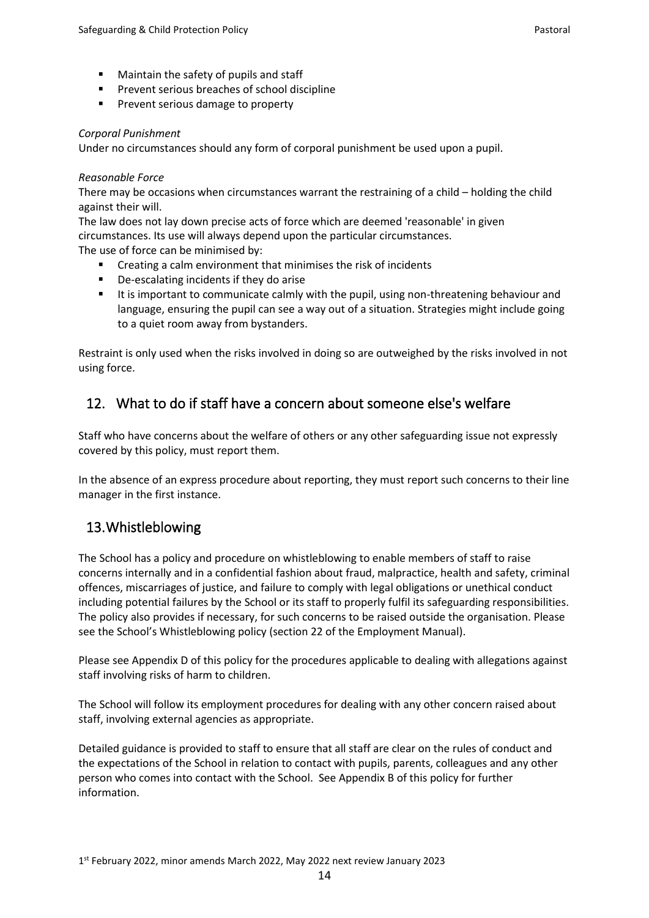- Maintain the safety of pupils and staff
- Prevent serious breaches of school discipline
- Prevent serious damage to property

*Corporal Punishment*

Under no circumstances should any form of corporal punishment be used upon a pupil.

*Reasonable Force*

There may be occasions when circumstances warrant the restraining of a child – holding the child against their will.

The law does not lay down precise acts of force which are deemed 'reasonable' in given circumstances. Its use will always depend upon the particular circumstances.

The use of force can be minimised by:

- Creating a calm environment that minimises the risk of incidents
- De-escalating incidents if they do arise
- It is important to communicate calmly with the pupil, using non-threatening behaviour and language, ensuring the pupil can see a way out of a situation. Strategies might include going to a quiet room away from bystanders.

Restraint is only used when the risks involved in doing so are outweighed by the risks involved in not using force.

## 12. What to do if staff have a concern about someone else's welfare

Staff who have concerns about the welfare of others or any other safeguarding issue not expressly covered by this policy, must report them.

In the absence of an express procedure about reporting, they must report such concerns to their line manager in the first instance.

## 13. Whistleblowing

The School has a policy and procedure on whistleblowing to enable members of staff to raise concerns internally and in a confidential fashion about fraud, malpractice, health and safety, criminal offences, miscarriages of justice, and failure to comply with legal obligations or unethical conduct including potential failures by the School or its staff to properly fulfil its safeguarding responsibilities. The policy also provides if necessary, for such concerns to be raised outside the organisation. Please see the School's Whistleblowing policy (section 22 of the Employment Manual).

Please see Appendix D of this policy for the procedures applicable to dealing with allegations against staff involving risks of harm to children.

The School will follow its employment procedures for dealing with any other concern raised about staff, involving external agencies as appropriate.

Detailed guidance is provided to staff to ensure that all staff are clear on the rules of conduct and the expectations of the School in relation to contact with pupils, parents, colleagues and any other person who comes into contact with the School. See Appendix B of this policy for further information.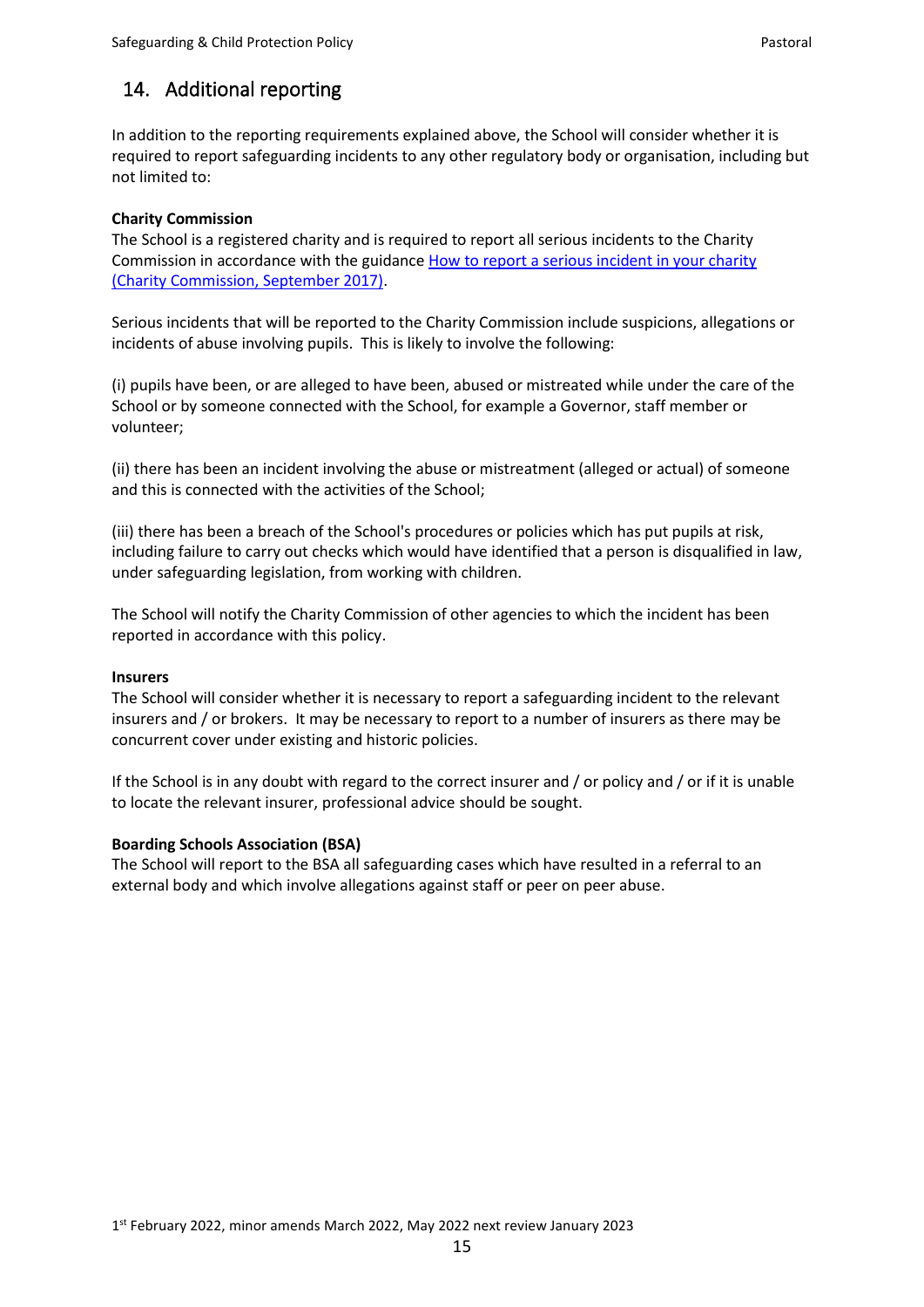## 14. Additional reporting

In addition to the reporting requirements explained above, the School will consider whether it is required to report safeguarding incidents to any other regulatory body or organisation, including but not limited to:

**Charity Commission**

The School is a registered charity and is required to report all serious incidents to the Charity Commission in accordance with the guidance [How to report a serious incident in your charity (Charity Commission, September 2017)].

Serious incidents that will be reported to the Charity Commission include suspicions, allegations or incidents of abuse involving pupils. This is likely to involve the following:

(i) pupils have been, or are alleged to have been, abused or mistreated while under the care of the School or by someone connected with the School, for example a Governor, staff member or volunteer;

(ii) there has been an incident involving the abuse or mistreatment (alleged or actual) of someone and this is connected with the activities of the School;

(iii) there has been a breach of the School's procedures or policies which has put pupils at risk, including failure to carry out checks which would have identified that a person is disqualified in law, under safeguarding legislation, from working with children.

The School will notify the Charity Commission of other agencies to which the incident has been reported in accordance with this policy.

**Insurers**

The School will consider whether it is necessary to report a safeguarding incident to the relevant insurers and / or brokers. It may be necessary to report to a number of insurers as there may be concurrent cover under existing and historic policies.

If the School is in any doubt with regard to the correct insurer and / or policy and / or if it is unable to locate the relevant insurer, professional advice should be sought.

**Boarding Schools Association (BSA)**

The School will report to the BSA all safeguarding cases which have resulted in a referral to an external body and which involve allegations against staff or peer on peer abuse.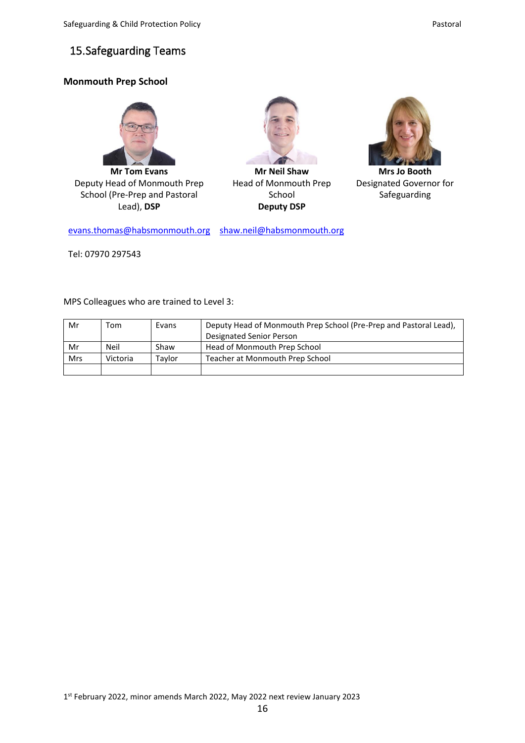## 15. Safeguarding Teams

### Monmouth Prep School

**Mr Tom Evans**
Deputy Head of Monmouth Prep School (Pre-Prep and Pastoral Lead), **DSP**

**Mr Neil Shaw**
Head of Monmouth Prep School
**Deputy DSP**

**Mrs Jo Booth**
Designated Governor for Safeguarding

evans.thomas@habsmonmouth.org    shaw.neil@habsmonmouth.org

Tel: 07970 297543

MPS Colleagues who are trained to Level 3:

| | | | |
|---|---|---|---|
| Mr | Tom | Evans | Deputy Head of Monmouth Prep School (Pre-Prep and Pastoral Lead), Designated Senior Person |
| Mr | Neil | Shaw | Head of Monmouth Prep School |
| Mrs | Victoria | Taylor | Teacher at Monmouth Prep School |
| | | | |

1st February 2022, minor amends March 2022, May 2022 next review January 2023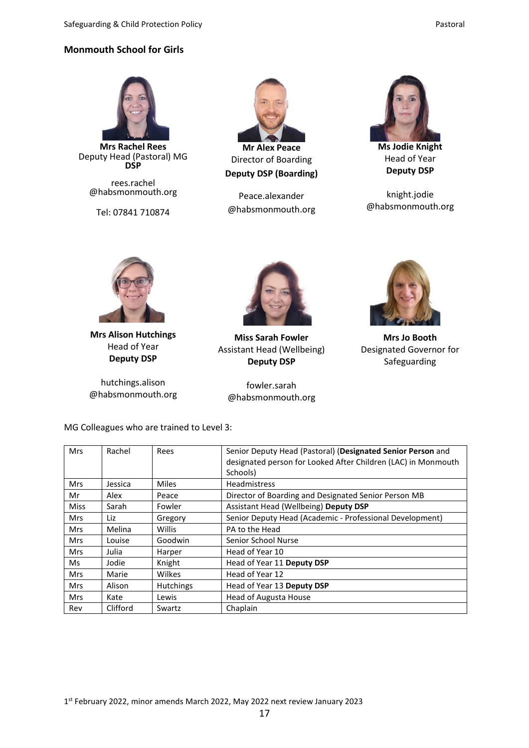**Monmouth School for Girls**

**Mrs Rachel Rees**
Deputy Head (Pastoral) MG
**DSP**

rees.rachel
@habsmonmouth.org

Tel: 07841 710874

**Mr Alex Peace**
Director of Boarding
**Deputy DSP (Boarding)**

Peace.alexander
@habsmonmouth.org

**Ms Jodie Knight**
Head of Year
**Deputy DSP**

knight.jodie
@habsmonmouth.org

**Mrs Alison Hutchings**
Head of Year
**Deputy DSP**

hutchings.alison
@habsmonmouth.org

**Miss Sarah Fowler**
Assistant Head (Wellbeing)
**Deputy DSP**

fowler.sarah
@habsmonmouth.org

**Mrs Jo Booth**
Designated Governor for Safeguarding

MG Colleagues who are trained to Level 3:

| | | | |
|---|---|---|---|
| Mrs | Rachel | Rees | Senior Deputy Head (Pastoral) (**Designated Senior Person** and designated person for Looked After Children (LAC) in Monmouth Schools) |
| Mrs | Jessica | Miles | Headmistress |
| Mr | Alex | Peace | Director of Boarding and Designated Senior Person MB |
| Miss | Sarah | Fowler | Assistant Head (Wellbeing) **Deputy DSP** |
| Mrs | Liz | Gregory | Senior Deputy Head (Academic - Professional Development) |
| Mrs | Melina | Willis | PA to the Head |
| Mrs | Louise | Goodwin | Senior School Nurse |
| Mrs | Julia | Harper | Head of Year 10 |
| Ms | Jodie | Knight | Head of Year 11 **Deputy DSP** |
| Mrs | Marie | Wilkes | Head of Year 12 |
| Mrs | Alison | Hutchings | Head of Year 13 **Deputy DSP** |
| Mrs | Kate | Lewis | Head of Augusta House |
| Rev | Clifford | Swartz | Chaplain |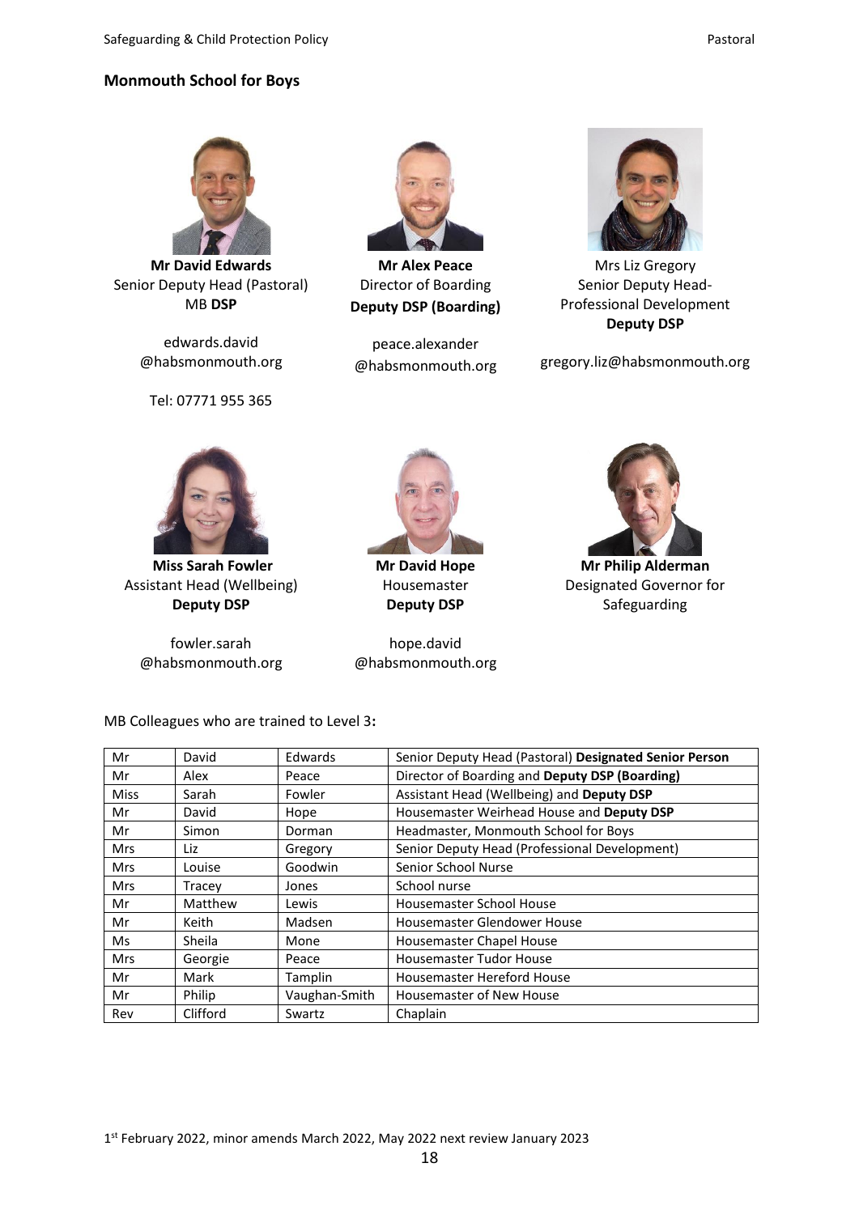## Monmouth School for Boys

**Mr David Edwards**
Senior Deputy Head (Pastoral)
MB **DSP**

edwards.david@habsmonmouth.org

Tel: 07771 955 365

**Mr Alex Peace**
Director of Boarding
**Deputy DSP (Boarding)**

peace.alexander@habsmonmouth.org

Mrs Liz Gregory
Senior Deputy Head- Professional Development
**Deputy DSP**

gregory.liz@habsmonmouth.org

**Miss Sarah Fowler**
Assistant Head (Wellbeing)
**Deputy DSP**

fowler.sarah@habsmonmouth.org

**Mr David Hope**
Housemaster
**Deputy DSP**

hope.david@habsmonmouth.org

**Mr Philip Alderman**
Designated Governor for Safeguarding

MB Colleagues who are trained to Level 3**:**

| | | | |
|---|---|---|---|
| Mr | David | Edwards | Senior Deputy Head (Pastoral) **Designated Senior Person** |
| Mr | Alex | Peace | Director of Boarding and **Deputy DSP (Boarding)** |
| Miss | Sarah | Fowler | Assistant Head (Wellbeing) and **Deputy DSP** |
| Mr | David | Hope | Housemaster Weirhead House and **Deputy DSP** |
| Mr | Simon | Dorman | Headmaster, Monmouth School for Boys |
| Mrs | Liz | Gregory | Senior Deputy Head (Professional Development) |
| Mrs | Louise | Goodwin | Senior School Nurse |
| Mrs | Tracey | Jones | School nurse |
| Mr | Matthew | Lewis | Housemaster School House |
| Mr | Keith | Madsen | Housemaster Glendower House |
| Ms | Sheila | Mone | Housemaster Chapel House |
| Mrs | Georgie | Peace | Housemaster Tudor House |
| Mr | Mark | Tamplin | Housemaster Hereford House |
| Mr | Philip | Vaughan-Smith | Housemaster of New House |
| Rev | Clifford | Swartz | Chaplain |

1st February 2022, minor amends March 2022, May 2022 next review January 2023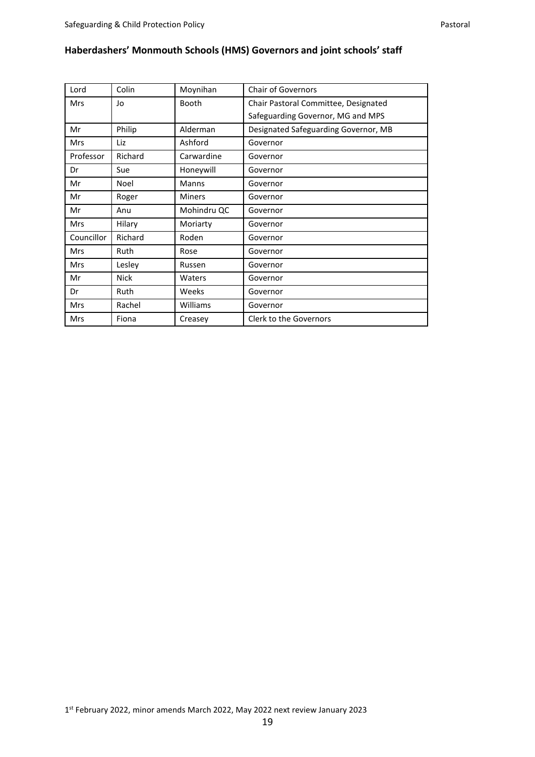## Haberdashers' Monmouth Schools (HMS) Governors and joint schools' staff

| | | | |
|---|---|---|---|
| Lord | Colin | Moynihan | Chair of Governors |
| Mrs | Jo | Booth | Chair Pastoral Committee, Designated Safeguarding Governor, MG and MPS |
| Mr | Philip | Alderman | Designated Safeguarding Governor, MB |
| Mrs | Liz | Ashford | Governor |
| Professor | Richard | Carwardine | Governor |
| Dr | Sue | Honeywill | Governor |
| Mr | Noel | Manns | Governor |
| Mr | Roger | Miners | Governor |
| Mr | Anu | Mohindru QC | Governor |
| Mrs | Hilary | Moriarty | Governor |
| Councillor | Richard | Roden | Governor |
| Mrs | Ruth | Rose | Governor |
| Mrs | Lesley | Russen | Governor |
| Mr | Nick | Waters | Governor |
| Dr | Ruth | Weeks | Governor |
| Mrs | Rachel | Williams | Governor |
| Mrs | Fiona | Creasey | Clerk to the Governors |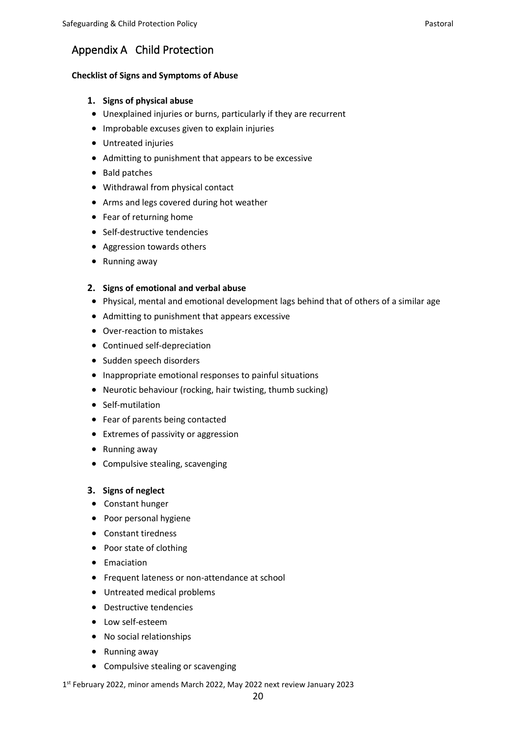## Appendix A Child Protection

**Checklist of Signs and Symptoms of Abuse**

1. **Signs of physical abuse**

- Unexplained injuries or burns, particularly if they are recurrent
- Improbable excuses given to explain injuries
- Untreated injuries
- Admitting to punishment that appears to be excessive
- Bald patches
- Withdrawal from physical contact
- Arms and legs covered during hot weather
- Fear of returning home
- Self-destructive tendencies
- Aggression towards others
- Running away

2. **Signs of emotional and verbal abuse**

- Physical, mental and emotional development lags behind that of others of a similar age
- Admitting to punishment that appears excessive
- Over-reaction to mistakes
- Continued self-depreciation
- Sudden speech disorders
- Inappropriate emotional responses to painful situations
- Neurotic behaviour (rocking, hair twisting, thumb sucking)
- Self-mutilation
- Fear of parents being contacted
- Extremes of passivity or aggression
- Running away
- Compulsive stealing, scavenging

3. **Signs of neglect**

- Constant hunger
- Poor personal hygiene
- Constant tiredness
- Poor state of clothing
- Emaciation
- Frequent lateness or non-attendance at school
- Untreated medical problems
- Destructive tendencies
- Low self-esteem
- No social relationships
- Running away
- Compulsive stealing or scavenging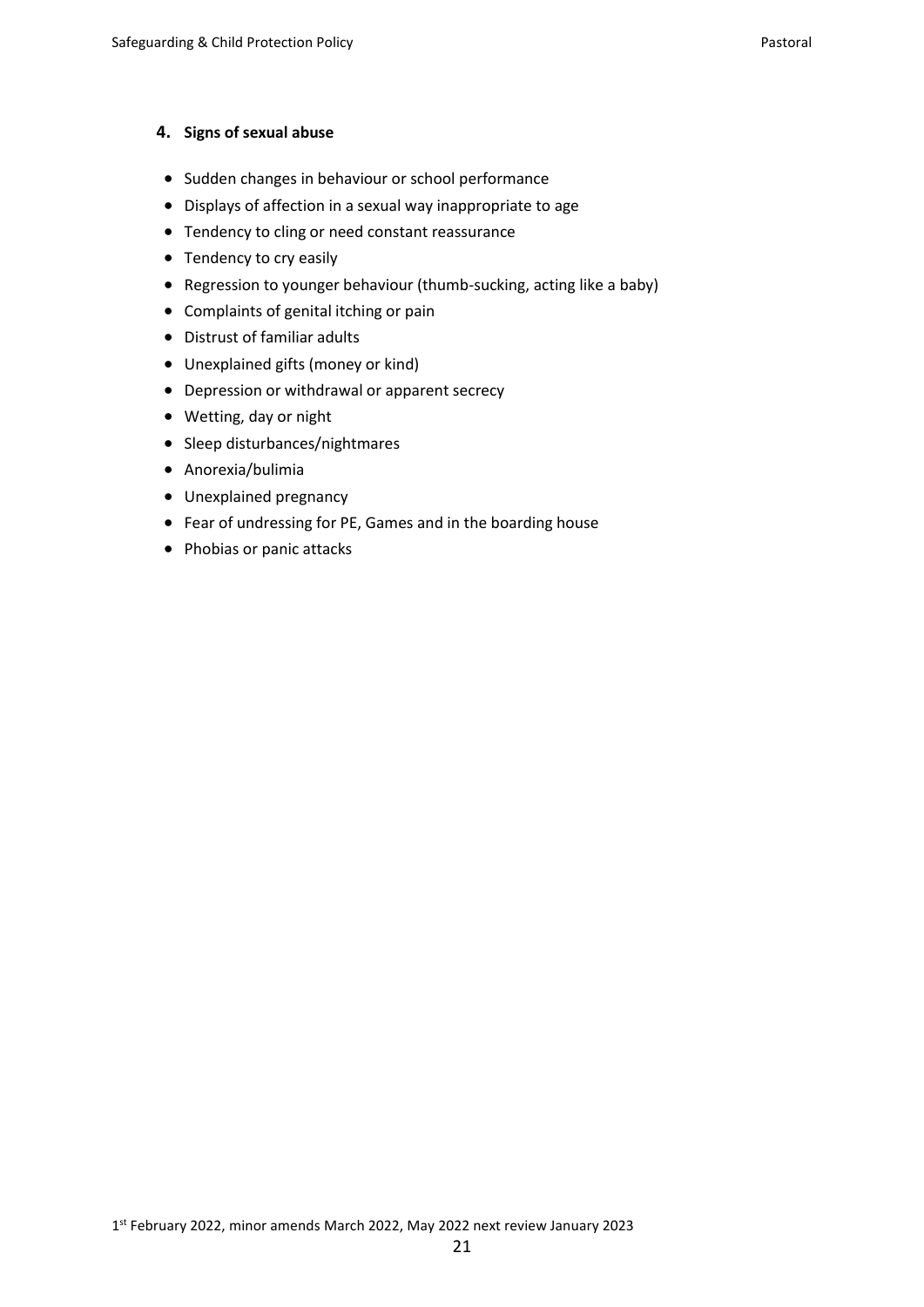### 4. Signs of sexual abuse

- Sudden changes in behaviour or school performance
- Displays of affection in a sexual way inappropriate to age
- Tendency to cling or need constant reassurance
- Tendency to cry easily
- Regression to younger behaviour (thumb-sucking, acting like a baby)
- Complaints of genital itching or pain
- Distrust of familiar adults
- Unexplained gifts (money or kind)
- Depression or withdrawal or apparent secrecy
- Wetting, day or night
- Sleep disturbances/nightmares
- Anorexia/bulimia
- Unexplained pregnancy
- Fear of undressing for PE, Games and in the boarding house
- Phobias or panic attacks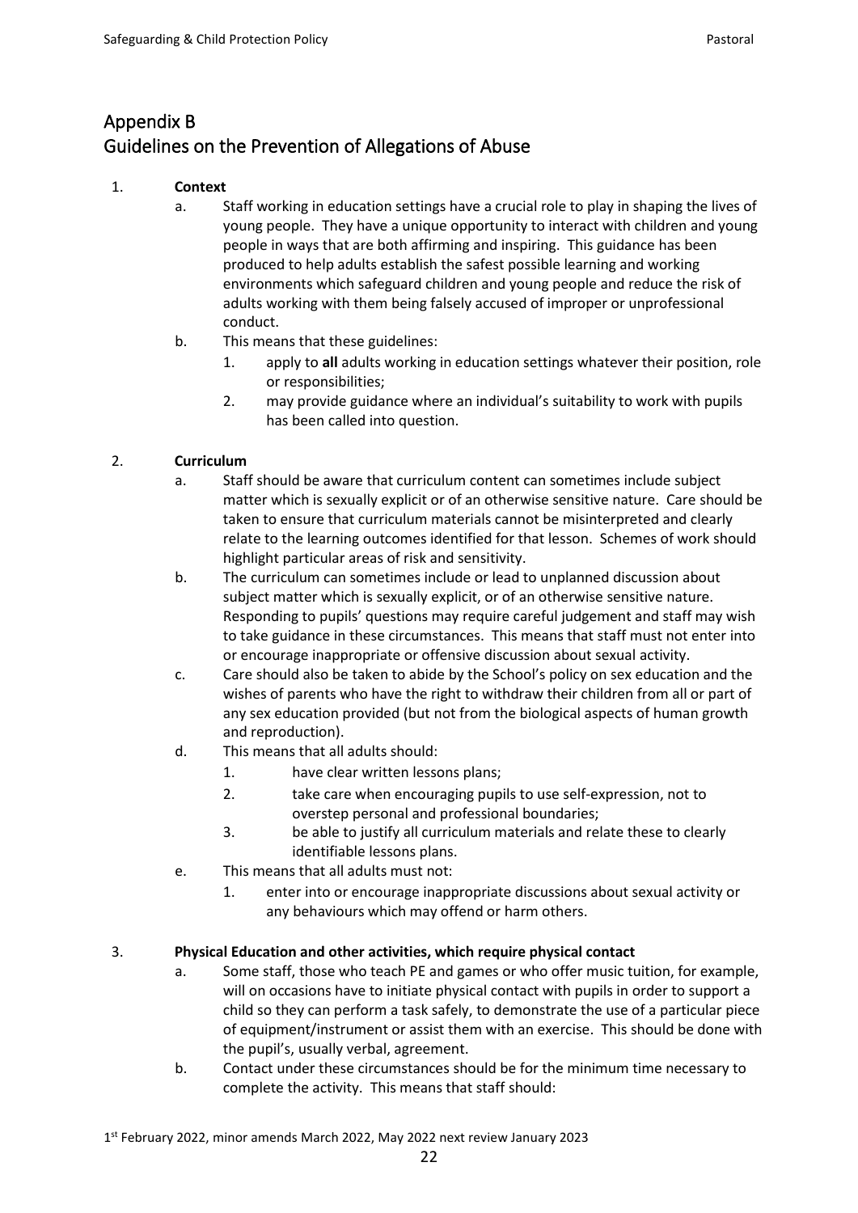# Appendix B
# Guidelines on the Prevention of Allegations of Abuse

1. **Context**
   a. Staff working in education settings have a crucial role to play in shaping the lives of young people. They have a unique opportunity to interact with children and young people in ways that are both affirming and inspiring. This guidance has been produced to help adults establish the safest possible learning and working environments which safeguard children and young people and reduce the risk of adults working with them being falsely accused of improper or unprofessional conduct.
   b. This means that these guidelines:
      1. apply to **all** adults working in education settings whatever their position, role or responsibilities;
      2. may provide guidance where an individual's suitability to work with pupils has been called into question.

2. **Curriculum**
   a. Staff should be aware that curriculum content can sometimes include subject matter which is sexually explicit or of an otherwise sensitive nature. Care should be taken to ensure that curriculum materials cannot be misinterpreted and clearly relate to the learning outcomes identified for that lesson. Schemes of work should highlight particular areas of risk and sensitivity.
   b. The curriculum can sometimes include or lead to unplanned discussion about subject matter which is sexually explicit, or of an otherwise sensitive nature. Responding to pupils' questions may require careful judgement and staff may wish to take guidance in these circumstances. This means that staff must not enter into or encourage inappropriate or offensive discussion about sexual activity.
   c. Care should also be taken to abide by the School's policy on sex education and the wishes of parents who have the right to withdraw their children from all or part of any sex education provided (but not from the biological aspects of human growth and reproduction).
   d. This means that all adults should:
      1. have clear written lessons plans;
      2. take care when encouraging pupils to use self-expression, not to overstep personal and professional boundaries;
      3. be able to justify all curriculum materials and relate these to clearly identifiable lessons plans.
   e. This means that all adults must not:
      1. enter into or encourage inappropriate discussions about sexual activity or any behaviours which may offend or harm others.

3. **Physical Education and other activities, which require physical contact**
   a. Some staff, those who teach PE and games or who offer music tuition, for example, will on occasions have to initiate physical contact with pupils in order to support a child so they can perform a task safely, to demonstrate the use of a particular piece of equipment/instrument or assist them with an exercise. This should be done with the pupil's, usually verbal, agreement.
   b. Contact under these circumstances should be for the minimum time necessary to complete the activity. This means that staff should: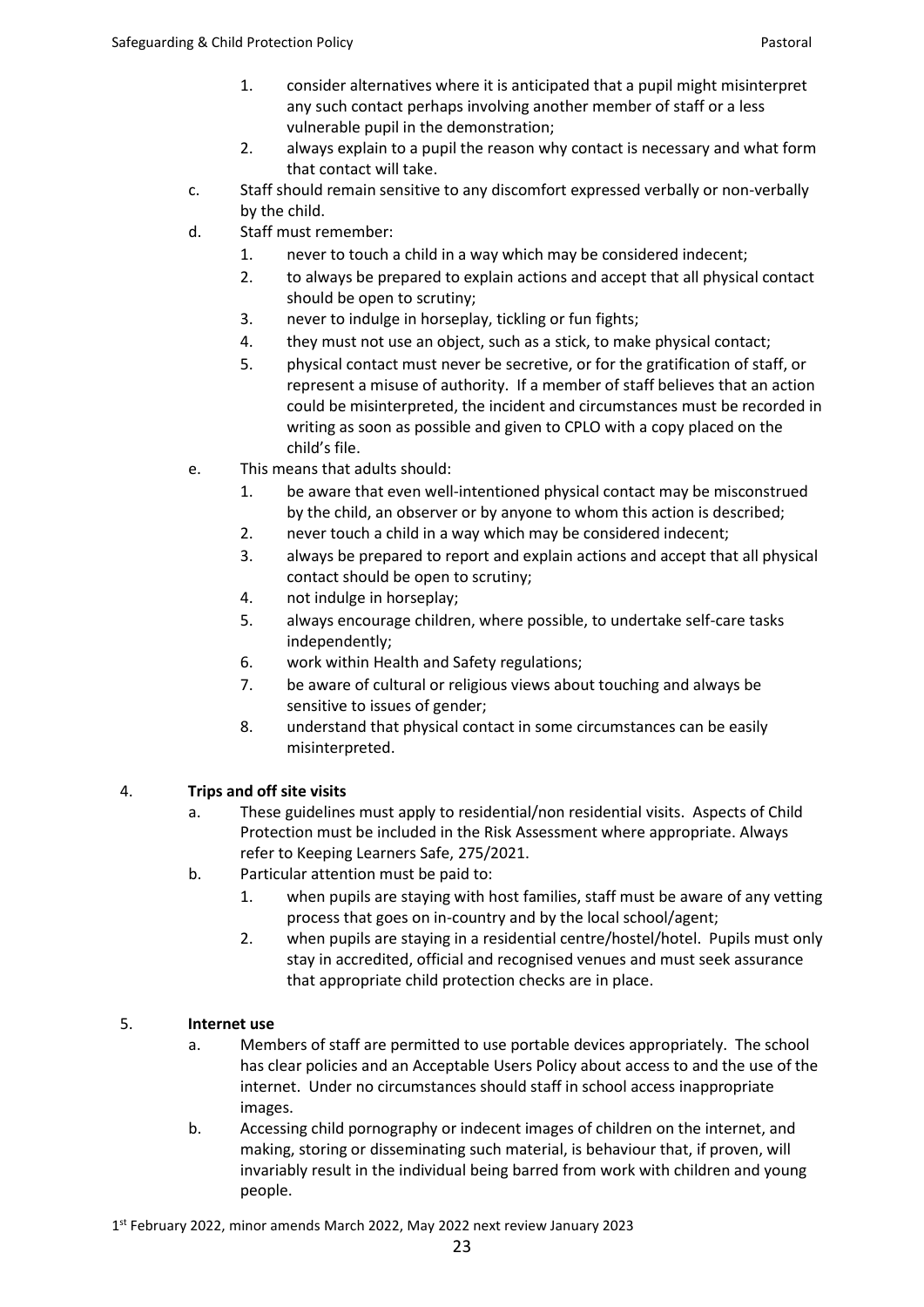1. consider alternatives where it is anticipated that a pupil might misinterpret any such contact perhaps involving another member of staff or a less vulnerable pupil in the demonstration;
   2. always explain to a pupil the reason why contact is necessary and what form that contact will take.

c. Staff should remain sensitive to any discomfort expressed verbally or non-verbally by the child.

d. Staff must remember:
   1. never to touch a child in a way which may be considered indecent;
   2. to always be prepared to explain actions and accept that all physical contact should be open to scrutiny;
   3. never to indulge in horseplay, tickling or fun fights;
   4. they must not use an object, such as a stick, to make physical contact;
   5. physical contact must never be secretive, or for the gratification of staff, or represent a misuse of authority. If a member of staff believes that an action could be misinterpreted, the incident and circumstances must be recorded in writing as soon as possible and given to CPLO with a copy placed on the child's file.

e. This means that adults should:
   1. be aware that even well-intentioned physical contact may be misconstrued by the child, an observer or by anyone to whom this action is described;
   2. never touch a child in a way which may be considered indecent;
   3. always be prepared to report and explain actions and accept that all physical contact should be open to scrutiny;
   4. not indulge in horseplay;
   5. always encourage children, where possible, to undertake self-care tasks independently;
   6. work within Health and Safety regulations;
   7. be aware of cultural or religious views about touching and always be sensitive to issues of gender;
   8. understand that physical contact in some circumstances can be easily misinterpreted.

4. **Trips and off site visits**

   a. These guidelines must apply to residential/non residential visits. Aspects of Child Protection must be included in the Risk Assessment where appropriate. Always refer to Keeping Learners Safe, 275/2021.

   b. Particular attention must be paid to:
      1. when pupils are staying with host families, staff must be aware of any vetting process that goes on in-country and by the local school/agent;
      2. when pupils are staying in a residential centre/hostel/hotel. Pupils must only stay in accredited, official and recognised venues and must seek assurance that appropriate child protection checks are in place.

5. **Internet use**

   a. Members of staff are permitted to use portable devices appropriately. The school has clear policies and an Acceptable Users Policy about access to and the use of the internet. Under no circumstances should staff in school access inappropriate images.

   b. Accessing child pornography or indecent images of children on the internet, and making, storing or disseminating such material, is behaviour that, if proven, will invariably result in the individual being barred from work with children and young people.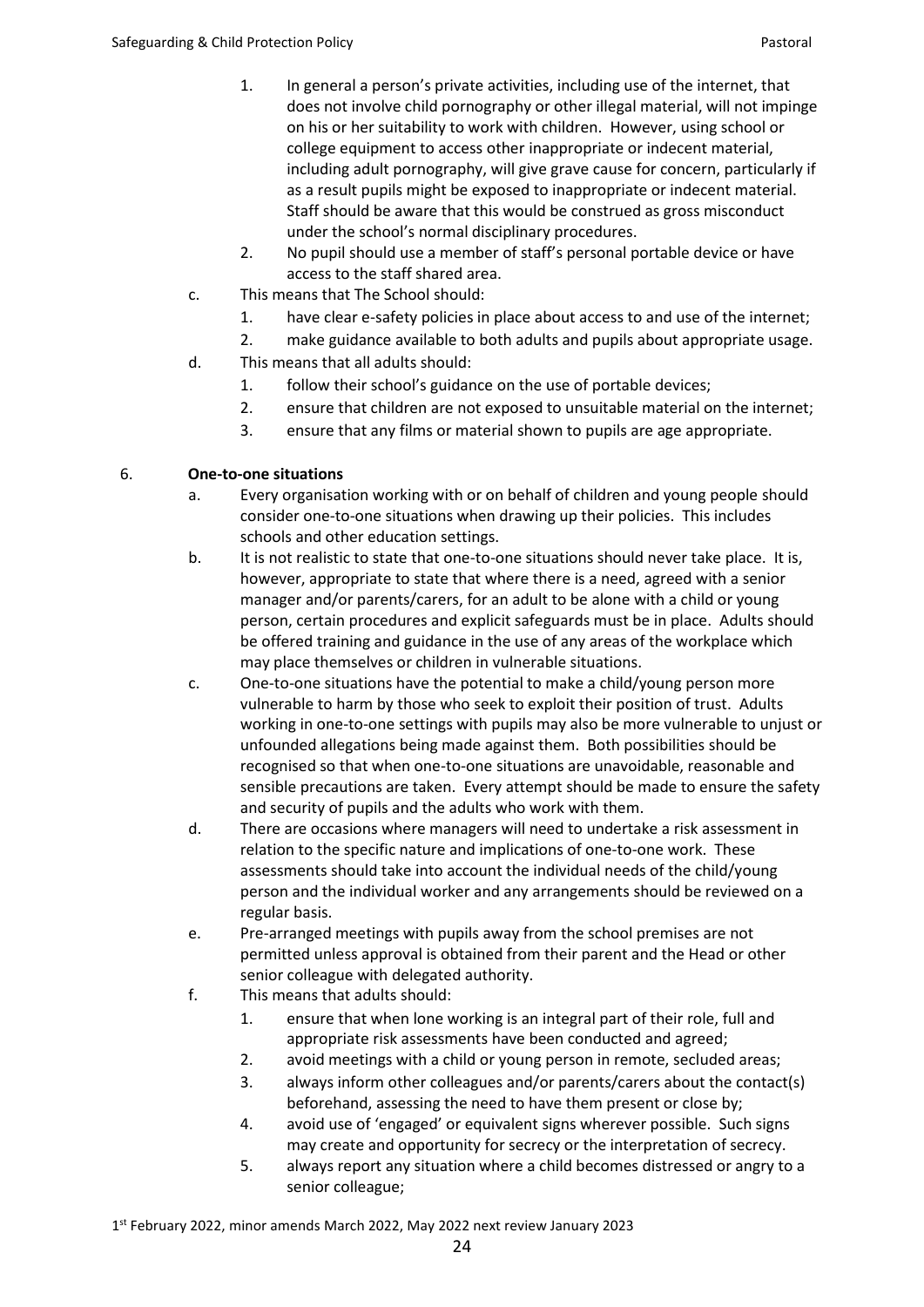1. In general a person's private activities, including use of the internet, that does not involve child pornography or other illegal material, will not impinge on his or her suitability to work with children. However, using school or college equipment to access other inappropriate or indecent material, including adult pornography, will give grave cause for concern, particularly if as a result pupils might be exposed to inappropriate or indecent material. Staff should be aware that this would be construed as gross misconduct under the school's normal disciplinary procedures.
2. No pupil should use a member of staff's personal portable device or have access to the staff shared area.

c. This means that The School should:
   1. have clear e-safety policies in place about access to and use of the internet;
   2. make guidance available to both adults and pupils about appropriate usage.

d. This means that all adults should:
   1. follow their school's guidance on the use of portable devices;
   2. ensure that children are not exposed to unsuitable material on the internet;
   3. ensure that any films or material shown to pupils are age appropriate.

6. **One-to-one situations**

a. Every organisation working with or on behalf of children and young people should consider one-to-one situations when drawing up their policies. This includes schools and other education settings.

b. It is not realistic to state that one-to-one situations should never take place. It is, however, appropriate to state that where there is a need, agreed with a senior manager and/or parents/carers, for an adult to be alone with a child or young person, certain procedures and explicit safeguards must be in place. Adults should be offered training and guidance in the use of any areas of the workplace which may place themselves or children in vulnerable situations.

c. One-to-one situations have the potential to make a child/young person more vulnerable to harm by those who seek to exploit their position of trust. Adults working in one-to-one settings with pupils may also be more vulnerable to unjust or unfounded allegations being made against them. Both possibilities should be recognised so that when one-to-one situations are unavoidable, reasonable and sensible precautions are taken. Every attempt should be made to ensure the safety and security of pupils and the adults who work with them.

d. There are occasions where managers will need to undertake a risk assessment in relation to the specific nature and implications of one-to-one work. These assessments should take into account the individual needs of the child/young person and the individual worker and any arrangements should be reviewed on a regular basis.

e. Pre-arranged meetings with pupils away from the school premises are not permitted unless approval is obtained from their parent and the Head or other senior colleague with delegated authority.

f. This means that adults should:
   1. ensure that when lone working is an integral part of their role, full and appropriate risk assessments have been conducted and agreed;
   2. avoid meetings with a child or young person in remote, secluded areas;
   3. always inform other colleagues and/or parents/carers about the contact(s) beforehand, assessing the need to have them present or close by;
   4. avoid use of 'engaged' or equivalent signs wherever possible. Such signs may create and opportunity for secrecy or the interpretation of secrecy.
   5. always report any situation where a child becomes distressed or angry to a senior colleague;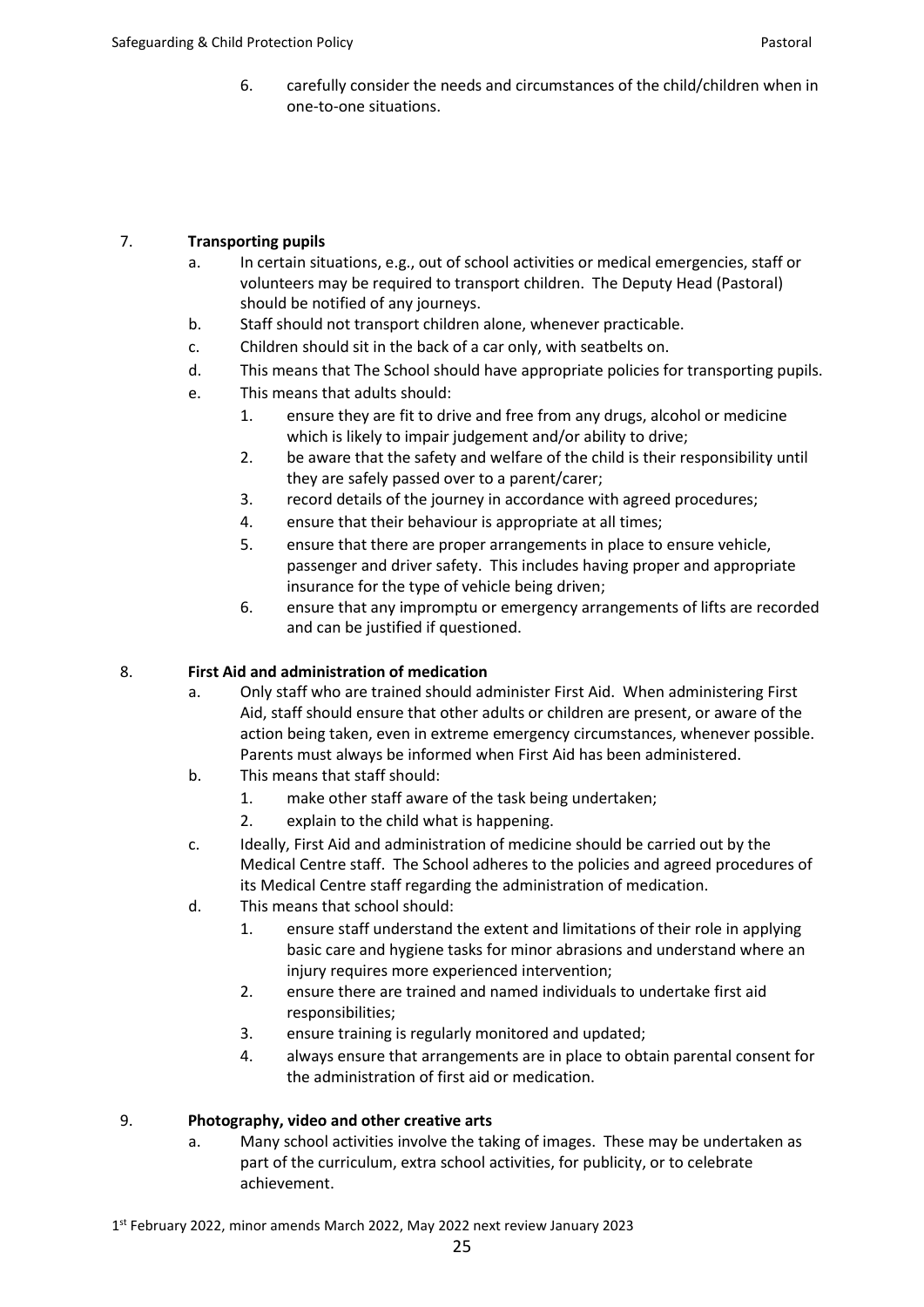6. carefully consider the needs and circumstances of the child/children when in one-to-one situations.

7. **Transporting pupils**

   a. In certain situations, e.g., out of school activities or medical emergencies, staff or volunteers may be required to transport children. The Deputy Head (Pastoral) should be notified of any journeys.

   b. Staff should not transport children alone, whenever practicable.

   c. Children should sit in the back of a car only, with seatbelts on.

   d. This means that The School should have appropriate policies for transporting pupils.

   e. This means that adults should:

      1. ensure they are fit to drive and free from any drugs, alcohol or medicine which is likely to impair judgement and/or ability to drive;
      2. be aware that the safety and welfare of the child is their responsibility until they are safely passed over to a parent/carer;
      3. record details of the journey in accordance with agreed procedures;
      4. ensure that their behaviour is appropriate at all times;
      5. ensure that there are proper arrangements in place to ensure vehicle, passenger and driver safety. This includes having proper and appropriate insurance for the type of vehicle being driven;
      6. ensure that any impromptu or emergency arrangements of lifts are recorded and can be justified if questioned.

8. **First Aid and administration of medication**

   a. Only staff who are trained should administer First Aid. When administering First Aid, staff should ensure that other adults or children are present, or aware of the action being taken, even in extreme emergency circumstances, whenever possible. Parents must always be informed when First Aid has been administered.

   b. This means that staff should:

      1. make other staff aware of the task being undertaken;
      2. explain to the child what is happening.

   c. Ideally, First Aid and administration of medicine should be carried out by the Medical Centre staff. The School adheres to the policies and agreed procedures of its Medical Centre staff regarding the administration of medication.

   d. This means that school should:

      1. ensure staff understand the extent and limitations of their role in applying basic care and hygiene tasks for minor abrasions and understand where an injury requires more experienced intervention;
      2. ensure there are trained and named individuals to undertake first aid responsibilities;
      3. ensure training is regularly monitored and updated;
      4. always ensure that arrangements are in place to obtain parental consent for the administration of first aid or medication.

9. **Photography, video and other creative arts**

   a. Many school activities involve the taking of images. These may be undertaken as part of the curriculum, extra school activities, for publicity, or to celebrate achievement.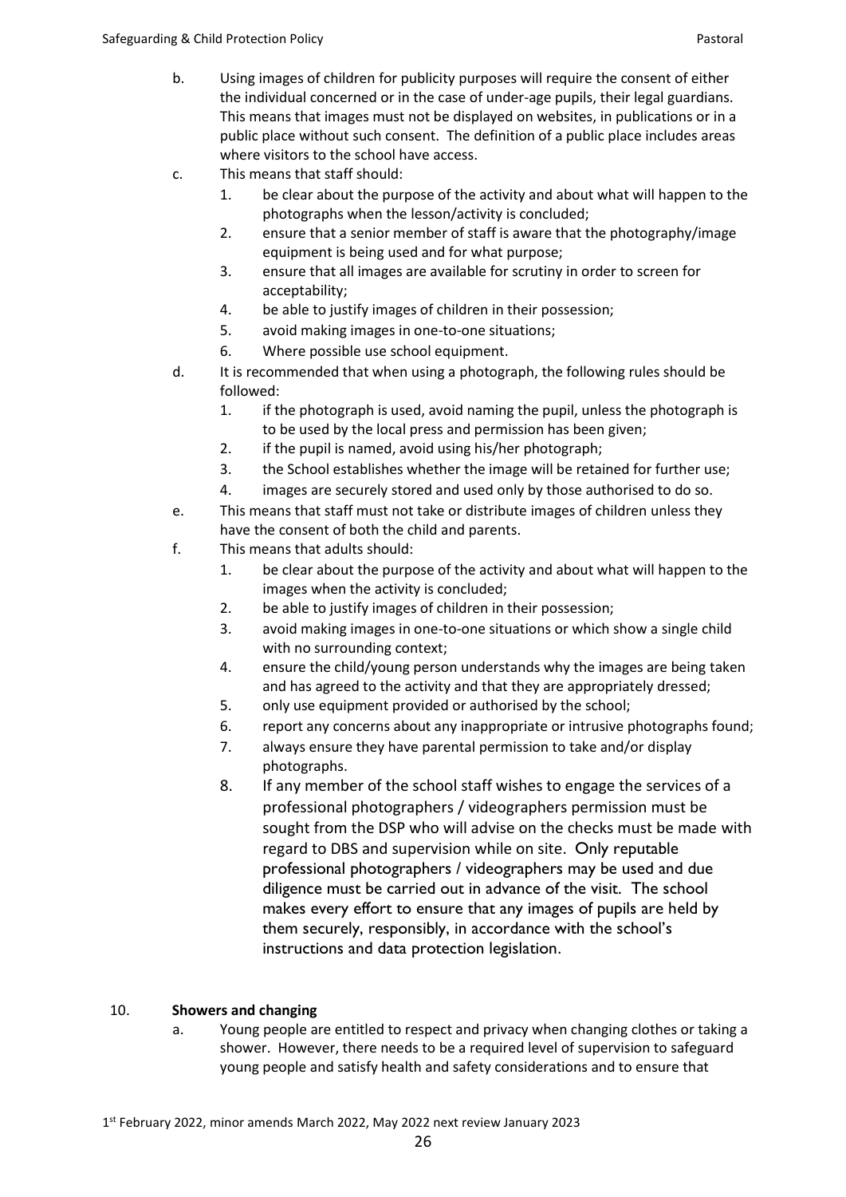b. Using images of children for publicity purposes will require the consent of either the individual concerned or in the case of under-age pupils, their legal guardians. This means that images must not be displayed on websites, in publications or in a public place without such consent. The definition of a public place includes areas where visitors to the school have access.

c. This means that staff should:
   1. be clear about the purpose of the activity and about what will happen to the photographs when the lesson/activity is concluded;
   2. ensure that a senior member of staff is aware that the photography/image equipment is being used and for what purpose;
   3. ensure that all images are available for scrutiny in order to screen for acceptability;
   4. be able to justify images of children in their possession;
   5. avoid making images in one-to-one situations;
   6. Where possible use school equipment.

d. It is recommended that when using a photograph, the following rules should be followed:
   1. if the photograph is used, avoid naming the pupil, unless the photograph is to be used by the local press and permission has been given;
   2. if the pupil is named, avoid using his/her photograph;
   3. the School establishes whether the image will be retained for further use;
   4. images are securely stored and used only by those authorised to do so.

e. This means that staff must not take or distribute images of children unless they have the consent of both the child and parents.

f. This means that adults should:
   1. be clear about the purpose of the activity and about what will happen to the images when the activity is concluded;
   2. be able to justify images of children in their possession;
   3. avoid making images in one-to-one situations or which show a single child with no surrounding context;
   4. ensure the child/young person understands why the images are being taken and has agreed to the activity and that they are appropriately dressed;
   5. only use equipment provided or authorised by the school;
   6. report any concerns about any inappropriate or intrusive photographs found;
   7. always ensure they have parental permission to take and/or display photographs.
   8. If any member of the school staff wishes to engage the services of a professional photographers / videographers permission must be sought from the DSP who will advise on the checks must be made with regard to DBS and supervision while on site. Only reputable professional photographers / videographers may be used and due diligence must be carried out in advance of the visit. The school makes every effort to ensure that any images of pupils are held by them securely, responsibly, in accordance with the school's instructions and data protection legislation.

## 10. Showers and changing

a. Young people are entitled to respect and privacy when changing clothes or taking a shower. However, there needs to be a required level of supervision to safeguard young people and satisfy health and safety considerations and to ensure that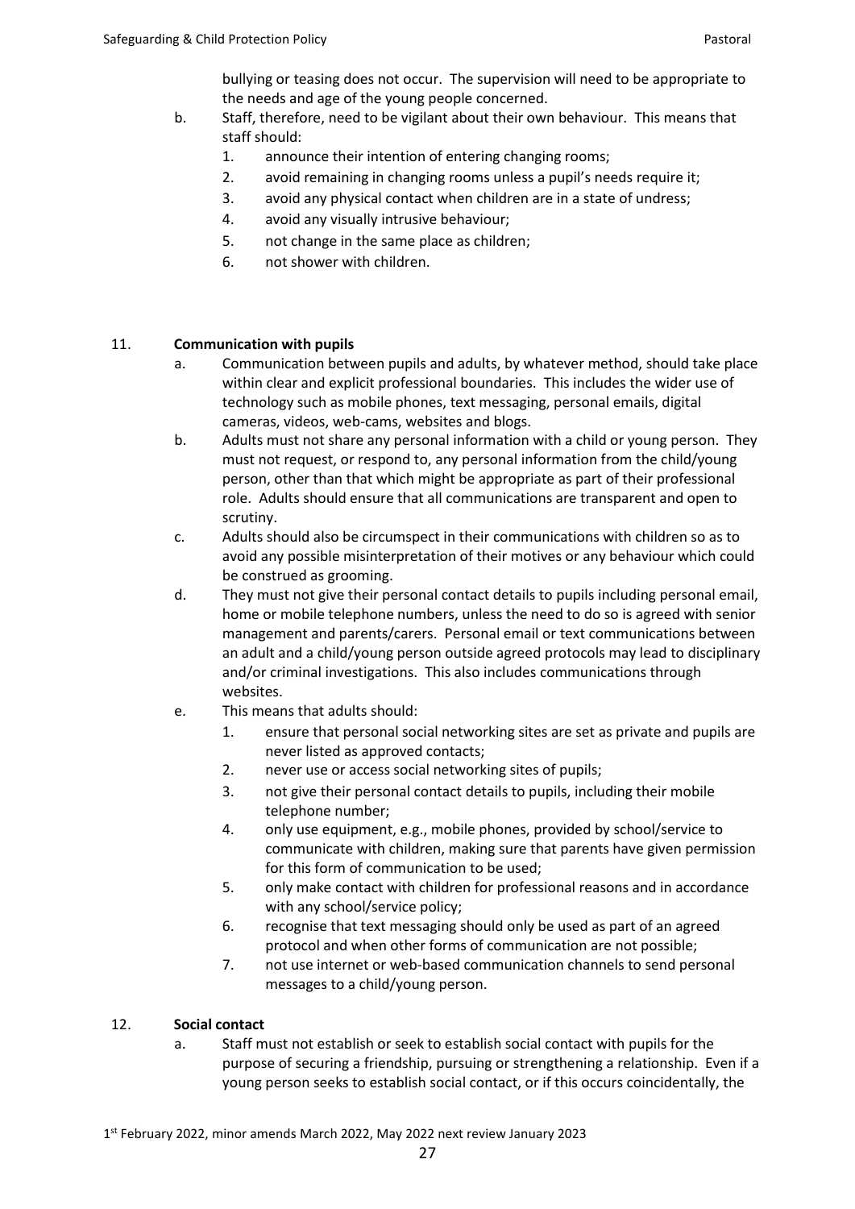bullying or teasing does not occur. The supervision will need to be appropriate to the needs and age of the young people concerned.

b. Staff, therefore, need to be vigilant about their own behaviour. This means that staff should:
   1. announce their intention of entering changing rooms;
   2. avoid remaining in changing rooms unless a pupil's needs require it;
   3. avoid any physical contact when children are in a state of undress;
   4. avoid any visually intrusive behaviour;
   5. not change in the same place as children;
   6. not shower with children.

## 11. Communication with pupils

a. Communication between pupils and adults, by whatever method, should take place within clear and explicit professional boundaries. This includes the wider use of technology such as mobile phones, text messaging, personal emails, digital cameras, videos, web-cams, websites and blogs.

b. Adults must not share any personal information with a child or young person. They must not request, or respond to, any personal information from the child/young person, other than that which might be appropriate as part of their professional role. Adults should ensure that all communications are transparent and open to scrutiny.

c. Adults should also be circumspect in their communications with children so as to avoid any possible misinterpretation of their motives or any behaviour which could be construed as grooming.

d. They must not give their personal contact details to pupils including personal email, home or mobile telephone numbers, unless the need to do so is agreed with senior management and parents/carers. Personal email or text communications between an adult and a child/young person outside agreed protocols may lead to disciplinary and/or criminal investigations. This also includes communications through websites.

e. This means that adults should:
   1. ensure that personal social networking sites are set as private and pupils are never listed as approved contacts;
   2. never use or access social networking sites of pupils;
   3. not give their personal contact details to pupils, including their mobile telephone number;
   4. only use equipment, e.g., mobile phones, provided by school/service to communicate with children, making sure that parents have given permission for this form of communication to be used;
   5. only make contact with children for professional reasons and in accordance with any school/service policy;
   6. recognise that text messaging should only be used as part of an agreed protocol and when other forms of communication are not possible;
   7. not use internet or web-based communication channels to send personal messages to a child/young person.

## 12. Social contact

a. Staff must not establish or seek to establish social contact with pupils for the purpose of securing a friendship, pursuing or strengthening a relationship. Even if a young person seeks to establish social contact, or if this occurs coincidentally, the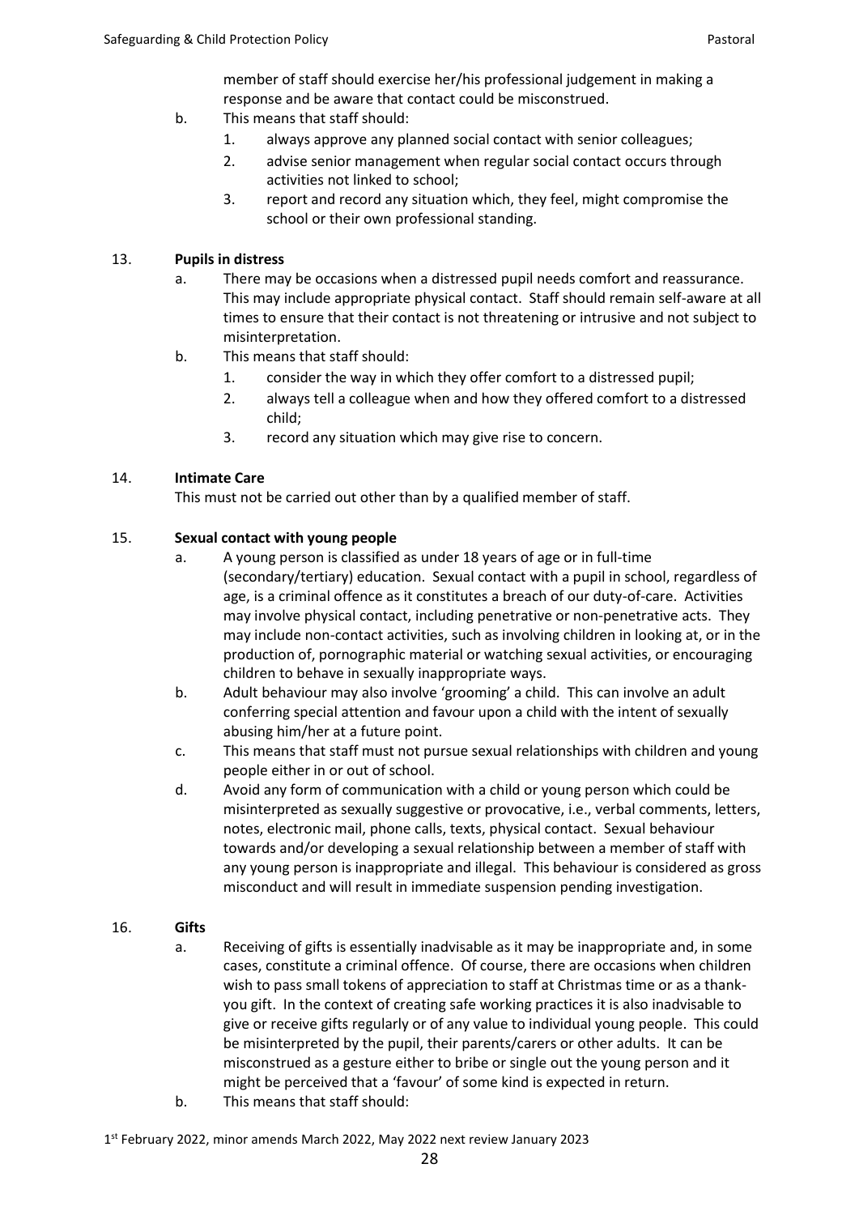member of staff should exercise her/his professional judgement in making a response and be aware that contact could be misconstrued.

b. This means that staff should:
   1. always approve any planned social contact with senior colleagues;
   2. advise senior management when regular social contact occurs through activities not linked to school;
   3. report and record any situation which, they feel, might compromise the school or their own professional standing.

13. **Pupils in distress**

a. There may be occasions when a distressed pupil needs comfort and reassurance. This may include appropriate physical contact. Staff should remain self-aware at all times to ensure that their contact is not threatening or intrusive and not subject to misinterpretation.

b. This means that staff should:
   1. consider the way in which they offer comfort to a distressed pupil;
   2. always tell a colleague when and how they offered comfort to a distressed child;
   3. record any situation which may give rise to concern.

14. **Intimate Care**

This must not be carried out other than by a qualified member of staff.

15. **Sexual contact with young people**

a. A young person is classified as under 18 years of age or in full-time (secondary/tertiary) education. Sexual contact with a pupil in school, regardless of age, is a criminal offence as it constitutes a breach of our duty-of-care. Activities may involve physical contact, including penetrative or non-penetrative acts. They may include non-contact activities, such as involving children in looking at, or in the production of, pornographic material or watching sexual activities, or encouraging children to behave in sexually inappropriate ways.

b. Adult behaviour may also involve 'grooming' a child. This can involve an adult conferring special attention and favour upon a child with the intent of sexually abusing him/her at a future point.

c. This means that staff must not pursue sexual relationships with children and young people either in or out of school.

d. Avoid any form of communication with a child or young person which could be misinterpreted as sexually suggestive or provocative, i.e., verbal comments, letters, notes, electronic mail, phone calls, texts, physical contact. Sexual behaviour towards and/or developing a sexual relationship between a member of staff with any young person is inappropriate and illegal. This behaviour is considered as gross misconduct and will result in immediate suspension pending investigation.

16. **Gifts**

a. Receiving of gifts is essentially inadvisable as it may be inappropriate and, in some cases, constitute a criminal offence. Of course, there are occasions when children wish to pass small tokens of appreciation to staff at Christmas time or as a thank-you gift. In the context of creating safe working practices it is also inadvisable to give or receive gifts regularly or of any value to individual young people. This could be misinterpreted by the pupil, their parents/carers or other adults. It can be misconstrued as a gesture either to bribe or single out the young person and it might be perceived that a 'favour' of some kind is expected in return.

b. This means that staff should: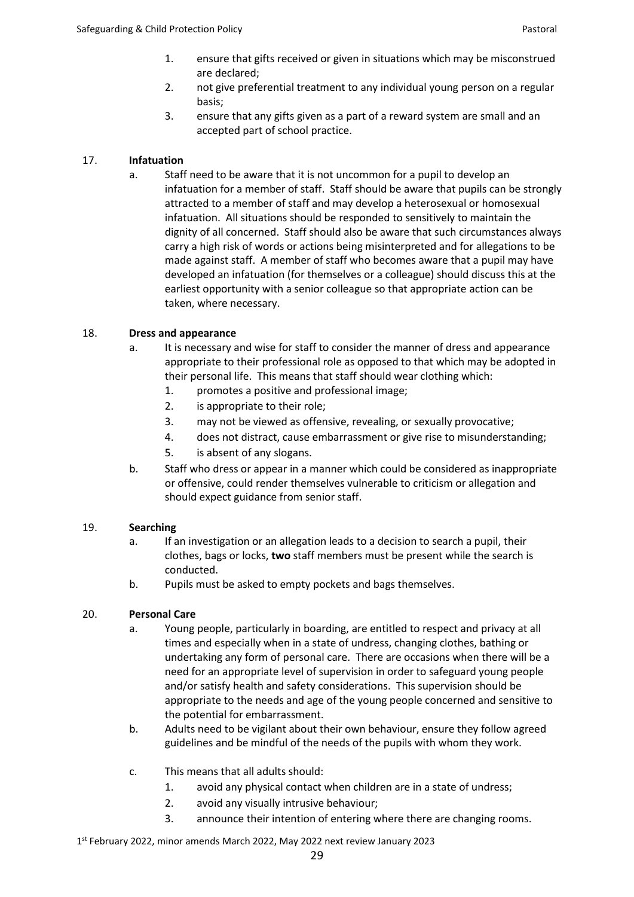1. ensure that gifts received or given in situations which may be misconstrued are declared;
2. not give preferential treatment to any individual young person on a regular basis;
3. ensure that any gifts given as a part of a reward system are small and an accepted part of school practice.

17. **Infatuation**

    a. Staff need to be aware that it is not uncommon for a pupil to develop an infatuation for a member of staff. Staff should be aware that pupils can be strongly attracted to a member of staff and may develop a heterosexual or homosexual infatuation. All situations should be responded to sensitively to maintain the dignity of all concerned. Staff should also be aware that such circumstances always carry a high risk of words or actions being misinterpreted and for allegations to be made against staff. A member of staff who becomes aware that a pupil may have developed an infatuation (for themselves or a colleague) should discuss this at the earliest opportunity with a senior colleague so that appropriate action can be taken, where necessary.

18. **Dress and appearance**

    a. It is necessary and wise for staff to consider the manner of dress and appearance appropriate to their professional role as opposed to that which may be adopted in their personal life. This means that staff should wear clothing which:
       1. promotes a positive and professional image;
       2. is appropriate to their role;
       3. may not be viewed as offensive, revealing, or sexually provocative;
       4. does not distract, cause embarrassment or give rise to misunderstanding;
       5. is absent of any slogans.

    b. Staff who dress or appear in a manner which could be considered as inappropriate or offensive, could render themselves vulnerable to criticism or allegation and should expect guidance from senior staff.

19. **Searching**

    a. If an investigation or an allegation leads to a decision to search a pupil, their clothes, bags or locks, **two** staff members must be present while the search is conducted.

    b. Pupils must be asked to empty pockets and bags themselves.

20. **Personal Care**

    a. Young people, particularly in boarding, are entitled to respect and privacy at all times and especially when in a state of undress, changing clothes, bathing or undertaking any form of personal care. There are occasions when there will be a need for an appropriate level of supervision in order to safeguard young people and/or satisfy health and safety considerations. This supervision should be appropriate to the needs and age of the young people concerned and sensitive to the potential for embarrassment.

    b. Adults need to be vigilant about their own behaviour, ensure they follow agreed guidelines and be mindful of the needs of the pupils with whom they work.

    c. This means that all adults should:
       1. avoid any physical contact when children are in a state of undress;
       2. avoid any visually intrusive behaviour;
       3. announce their intention of entering where there are changing rooms.

1st February 2022, minor amends March 2022, May 2022 next review January 2023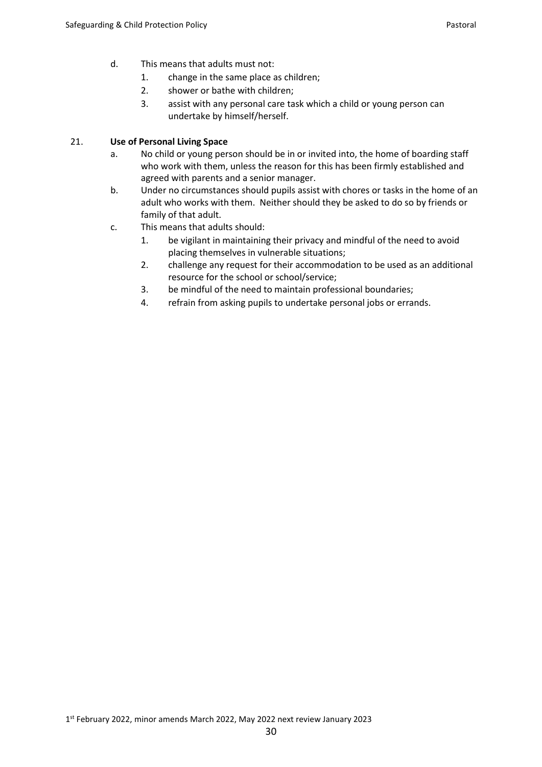d. This means that adults must not:
   1. change in the same place as children;
   2. shower or bathe with children;
   3. assist with any personal care task which a child or young person can undertake by himself/herself.

21. **Use of Personal Living Space**

a. No child or young person should be in or invited into, the home of boarding staff who work with them, unless the reason for this has been firmly established and agreed with parents and a senior manager.

b. Under no circumstances should pupils assist with chores or tasks in the home of an adult who works with them. Neither should they be asked to do so by friends or family of that adult.

c. This means that adults should:
   1. be vigilant in maintaining their privacy and mindful of the need to avoid placing themselves in vulnerable situations;
   2. challenge any request for their accommodation to be used as an additional resource for the school or school/service;
   3. be mindful of the need to maintain professional boundaries;
   4. refrain from asking pupils to undertake personal jobs or errands.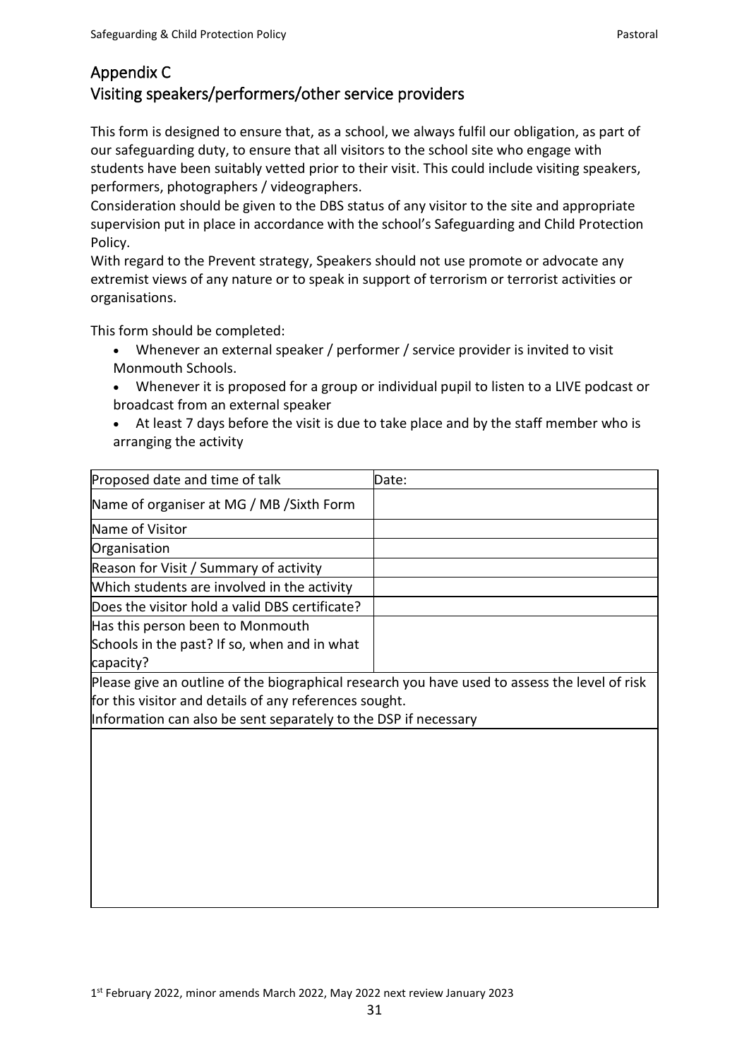## Appendix C
## Visiting speakers/performers/other service providers

This form is designed to ensure that, as a school, we always fulfil our obligation, as part of our safeguarding duty, to ensure that all visitors to the school site who engage with students have been suitably vetted prior to their visit. This could include visiting speakers, performers, photographers / videographers.

Consideration should be given to the DBS status of any visitor to the site and appropriate supervision put in place in accordance with the school's Safeguarding and Child Protection Policy.

With regard to the Prevent strategy, Speakers should not use promote or advocate any extremist views of any nature or to speak in support of terrorism or terrorist activities or organisations.

This form should be completed:

- Whenever an external speaker / performer / service provider is invited to visit Monmouth Schools.
- Whenever it is proposed for a group or individual pupil to listen to a LIVE podcast or broadcast from an external speaker
- At least 7 days before the visit is due to take place and by the staff member who is arranging the activity

| Proposed date and time of talk | Date: |
|---|---|
| Name of organiser at MG / MB /Sixth Form | |
| Name of Visitor | |
| Organisation | |
| Reason for Visit / Summary of activity | |
| Which students are involved in the activity | |
| Does the visitor hold a valid DBS certificate? | |
| Has this person been to Monmouth Schools in the past? If so, when and in what capacity? | |
| Please give an outline of the biographical research you have used to assess the level of risk for this visitor and details of any references sought.<br>Information can also be sent separately to the DSP if necessary | |
| | |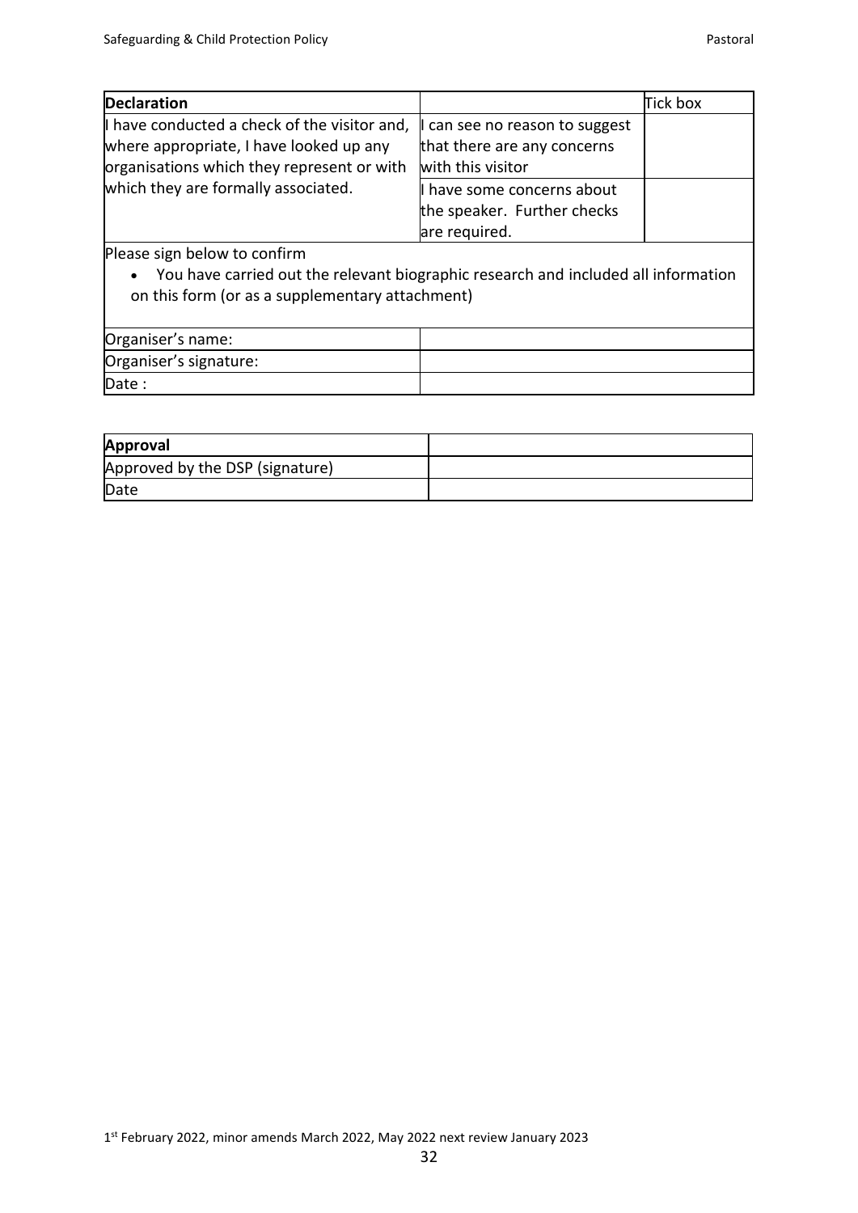| **Declaration** | | Tick box |
|---|---|---|
| I have conducted a check of the visitor and, where appropriate, I have looked up any organisations which they represent or with which they are formally associated. | I can see no reason to suggest that there are any concerns with this visitor | |
| | I have some concerns about the speaker. Further checks are required. | |

Please sign below to confirm

- You have carried out the relevant biographic research and included all information on this form (or as a supplementary attachment)

| | |
|---|---|
| Organiser's name: | |
| Organiser's signature: | |
| Date : | |

| **Approval** | |
|---|---|
| Approved by the DSP (signature) | |
| Date | |

1st February 2022, minor amends March 2022, May 2022 next review January 2023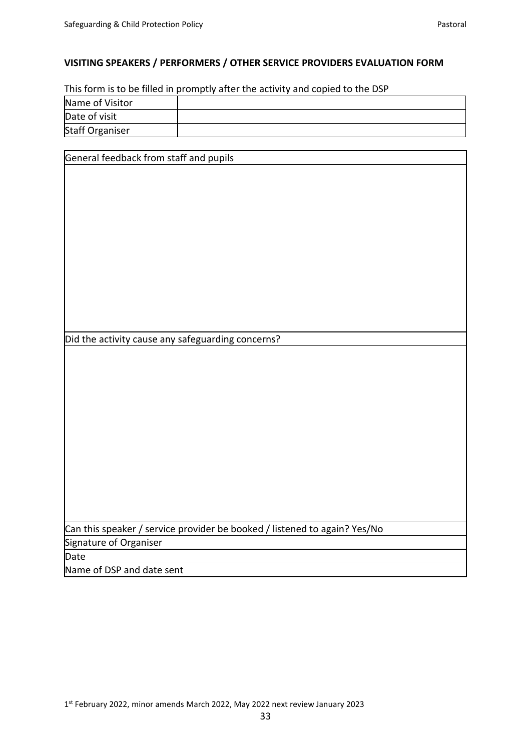## VISITING SPEAKERS / PERFORMERS / OTHER SERVICE PROVIDERS EVALUATION FORM

This form is to be filled in promptly after the activity and copied to the DSP

| Name of Visitor | |
|---|---|
| Date of visit | |
| Staff Organiser | |

| General feedback from staff and pupils |
|---|
| |
| Did the activity cause any safeguarding concerns? |
| |
| Can this speaker / service provider be booked / listened to again? Yes/No |
| Signature of Organiser |
| Date |
| Name of DSP and date sent |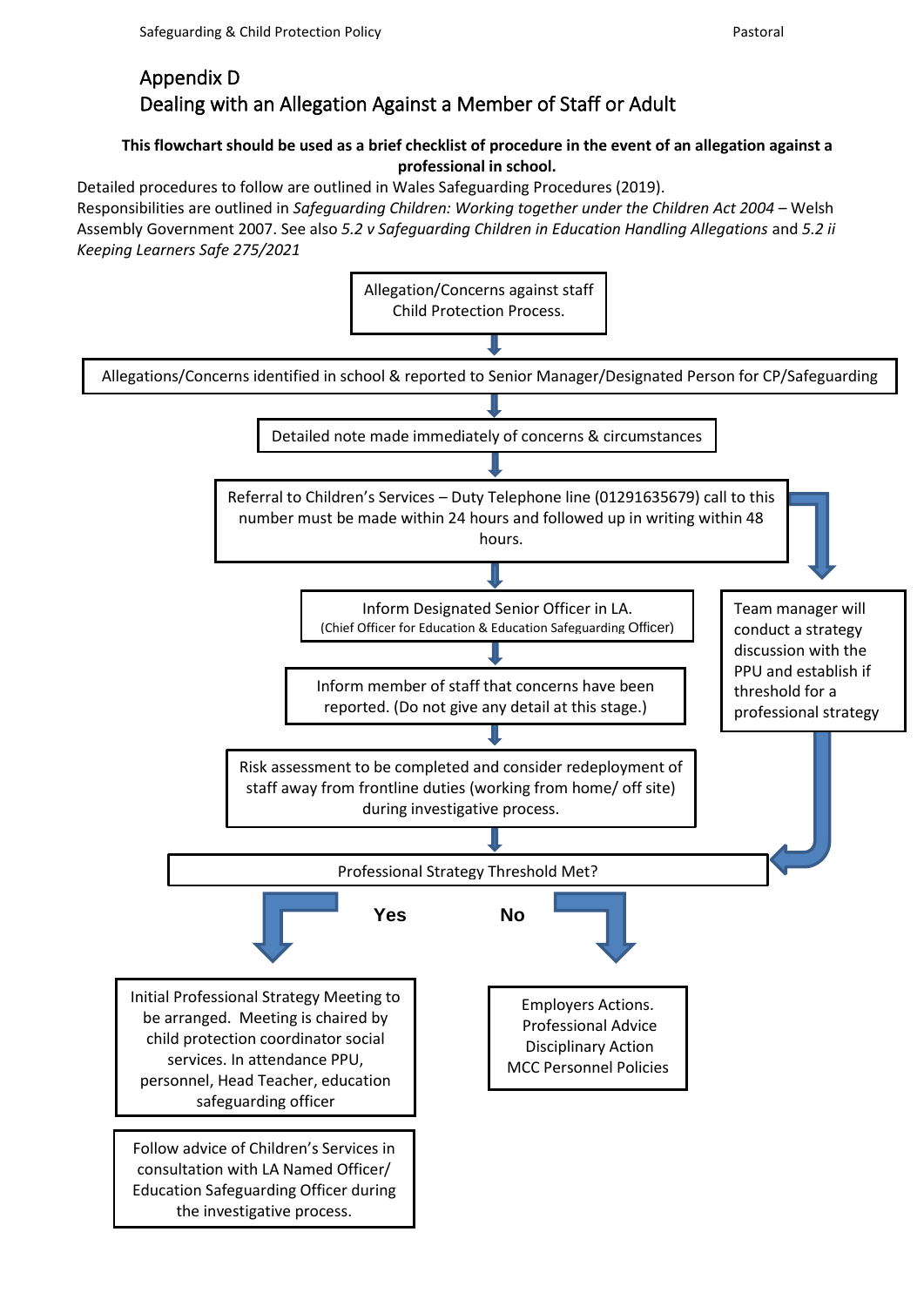## Appendix D
## Dealing with an Allegation Against a Member of Staff or Adult

**This flowchart should be used as a brief checklist of procedure in the event of an allegation against a professional in school.**

Detailed procedures to follow are outlined in Wales Safeguarding Procedures (2019).
Responsibilities are outlined in *Safeguarding Children: Working together under the Children Act 2004* – Welsh Assembly Government 2007. See also *5.2 v Safeguarding Children in Education Handling Allegations* and *5.2 ii Keeping Learners Safe 275/2021*

Allegation/Concerns against staff Child Protection Process.

↓

Allegations/Concerns identified in school & reported to Senior Manager/Designated Person for CP/Safeguarding

↓

Detailed note made immediately of concerns & circumstances

↓

Referral to Children's Services – Duty Telephone line (01291635679) call to this number must be made within 24 hours and followed up in writing within 48 hours.

→ Team manager will conduct a strategy discussion with the PPU and establish if threshold for a professional strategy → Professional Strategy Threshold Met?

↓

Inform Designated Senior Officer in LA.
(Chief Officer for Education & Education Safeguarding Officer)

↓

Inform member of staff that concerns have been reported. (Do not give any detail at this stage.)

↓

Risk assessment to be completed and consider redeployment of staff away from frontline duties (working from home/ off site) during investigative process.

↓

Professional Strategy Threshold Met?

**Yes** ↓

Initial Professional Strategy Meeting to be arranged. Meeting is chaired by child protection coordinator social services. In attendance PPU, personnel, Head Teacher, education safeguarding officer

Follow advice of Children's Services in consultation with LA Named Officer/ Education Safeguarding Officer during the investigative process.

**No** ↓

Employers Actions.
Professional Advice
Disciplinary Action
MCC Personnel Policies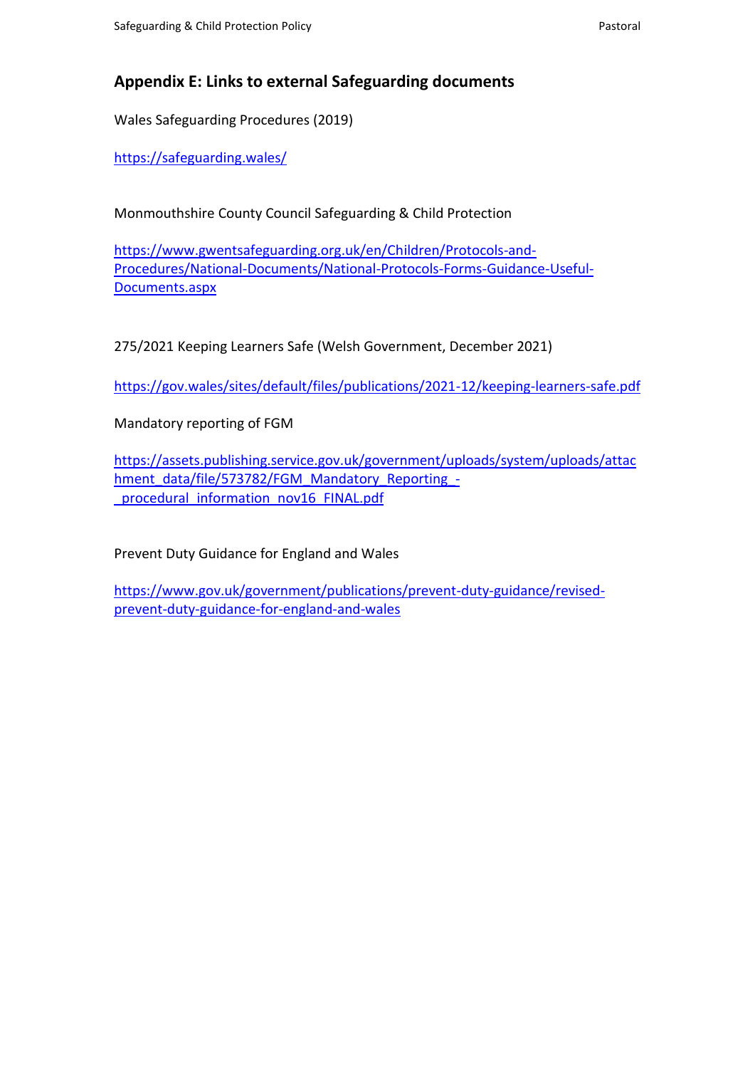## Appendix E: Links to external Safeguarding documents

Wales Safeguarding Procedures (2019)

https://safeguarding.wales/

Monmouthshire County Council Safeguarding & Child Protection

https://www.gwentsafeguarding.org.uk/en/Children/Protocols-and-Procedures/National-Documents/National-Protocols-Forms-Guidance-Useful-Documents.aspx

275/2021 Keeping Learners Safe (Welsh Government, December 2021)

https://gov.wales/sites/default/files/publications/2021-12/keeping-learners-safe.pdf

Mandatory reporting of FGM

https://assets.publishing.service.gov.uk/government/uploads/system/uploads/attachment_data/file/573782/FGM_Mandatory_Reporting_-_procedural_information_nov16_FINAL.pdf

Prevent Duty Guidance for England and Wales

https://www.gov.uk/government/publications/prevent-duty-guidance/revised-prevent-duty-guidance-for-england-and-wales